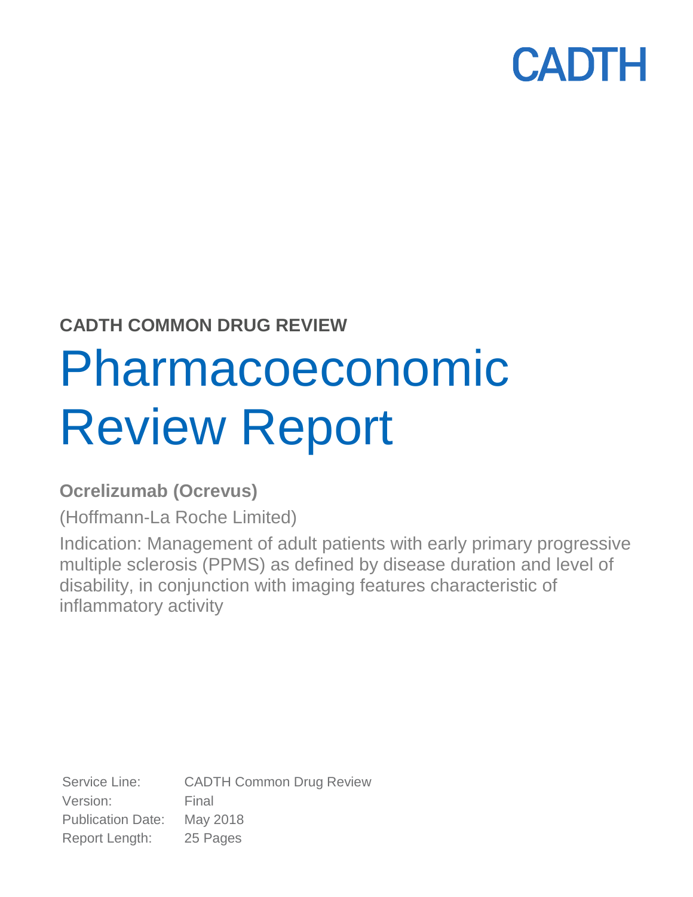CADTH

**CADTH COMMON DRUG REVIEW**

# Pharmacoeconomic Review Report

**Ocrelizumab (Ocrevus)**

(Hoffmann-La Roche Limited)

Indication: Management of adult patients with early primary progressive multiple sclerosis (PPMS) as defined by disease duration and level of disability, in conjunction with imaging features characteristic of inflammatory activity

| | |
|---|---|
| Service Line: | CADTH Common Drug Review |
| Version: | Final |
| Publication Date: | May 2018 |
| Report Length: | 25 Pages |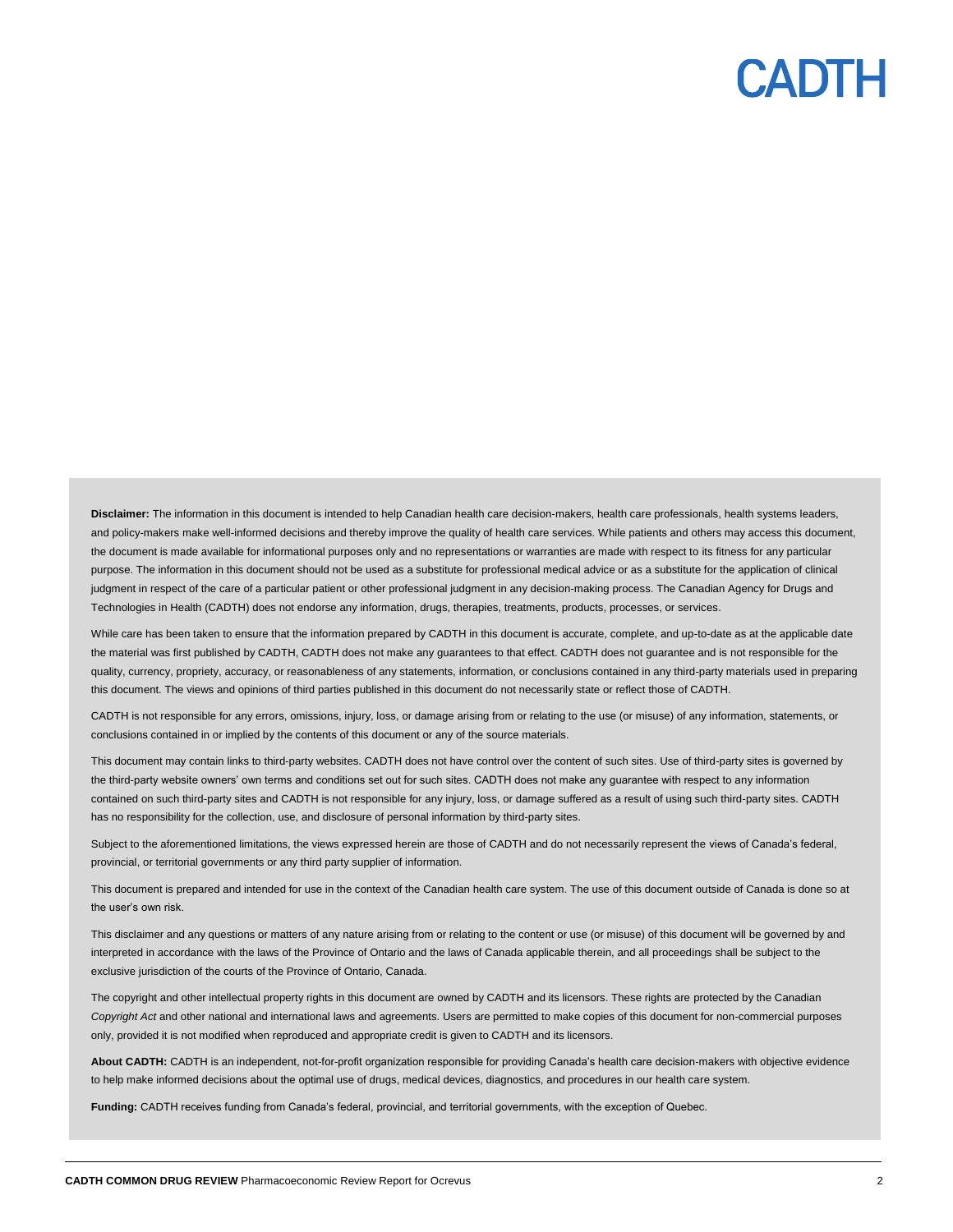**Disclaimer:** The information in this document is intended to help Canadian health care decision-makers, health care professionals, health systems leaders, and policy-makers make well-informed decisions and thereby improve the quality of health care services. While patients and others may access this document, the document is made available for informational purposes only and no representations or warranties are made with respect to its fitness for any particular purpose. The information in this document should not be used as a substitute for professional medical advice or as a substitute for the application of clinical judgment in respect of the care of a particular patient or other professional judgment in any decision-making process. The Canadian Agency for Drugs and Technologies in Health (CADTH) does not endorse any information, drugs, therapies, treatments, products, processes, or services.

While care has been taken to ensure that the information prepared by CADTH in this document is accurate, complete, and up-to-date as at the applicable date the material was first published by CADTH, CADTH does not make any guarantees to that effect. CADTH does not guarantee and is not responsible for the quality, currency, propriety, accuracy, or reasonableness of any statements, information, or conclusions contained in any third-party materials used in preparing this document. The views and opinions of third parties published in this document do not necessarily state or reflect those of CADTH.

CADTH is not responsible for any errors, omissions, injury, loss, or damage arising from or relating to the use (or misuse) of any information, statements, or conclusions contained in or implied by the contents of this document or any of the source materials.

This document may contain links to third-party websites. CADTH does not have control over the content of such sites. Use of third-party sites is governed by the third-party website owners' own terms and conditions set out for such sites. CADTH does not make any guarantee with respect to any information contained on such third-party sites and CADTH is not responsible for any injury, loss, or damage suffered as a result of using such third-party sites. CADTH has no responsibility for the collection, use, and disclosure of personal information by third-party sites.

Subject to the aforementioned limitations, the views expressed herein are those of CADTH and do not necessarily represent the views of Canada's federal, provincial, or territorial governments or any third party supplier of information.

This document is prepared and intended for use in the context of the Canadian health care system. The use of this document outside of Canada is done so at the user's own risk.

This disclaimer and any questions or matters of any nature arising from or relating to the content or use (or misuse) of this document will be governed by and interpreted in accordance with the laws of the Province of Ontario and the laws of Canada applicable therein, and all proceedings shall be subject to the exclusive jurisdiction of the courts of the Province of Ontario, Canada.

The copyright and other intellectual property rights in this document are owned by CADTH and its licensors. These rights are protected by the Canadian *Copyright Act* and other national and international laws and agreements. Users are permitted to make copies of this document for non-commercial purposes only, provided it is not modified when reproduced and appropriate credit is given to CADTH and its licensors.

**About CADTH:** CADTH is an independent, not-for-profit organization responsible for providing Canada's health care decision-makers with objective evidence to help make informed decisions about the optimal use of drugs, medical devices, diagnostics, and procedures in our health care system.

**Funding:** CADTH receives funding from Canada's federal, provincial, and territorial governments, with the exception of Quebec.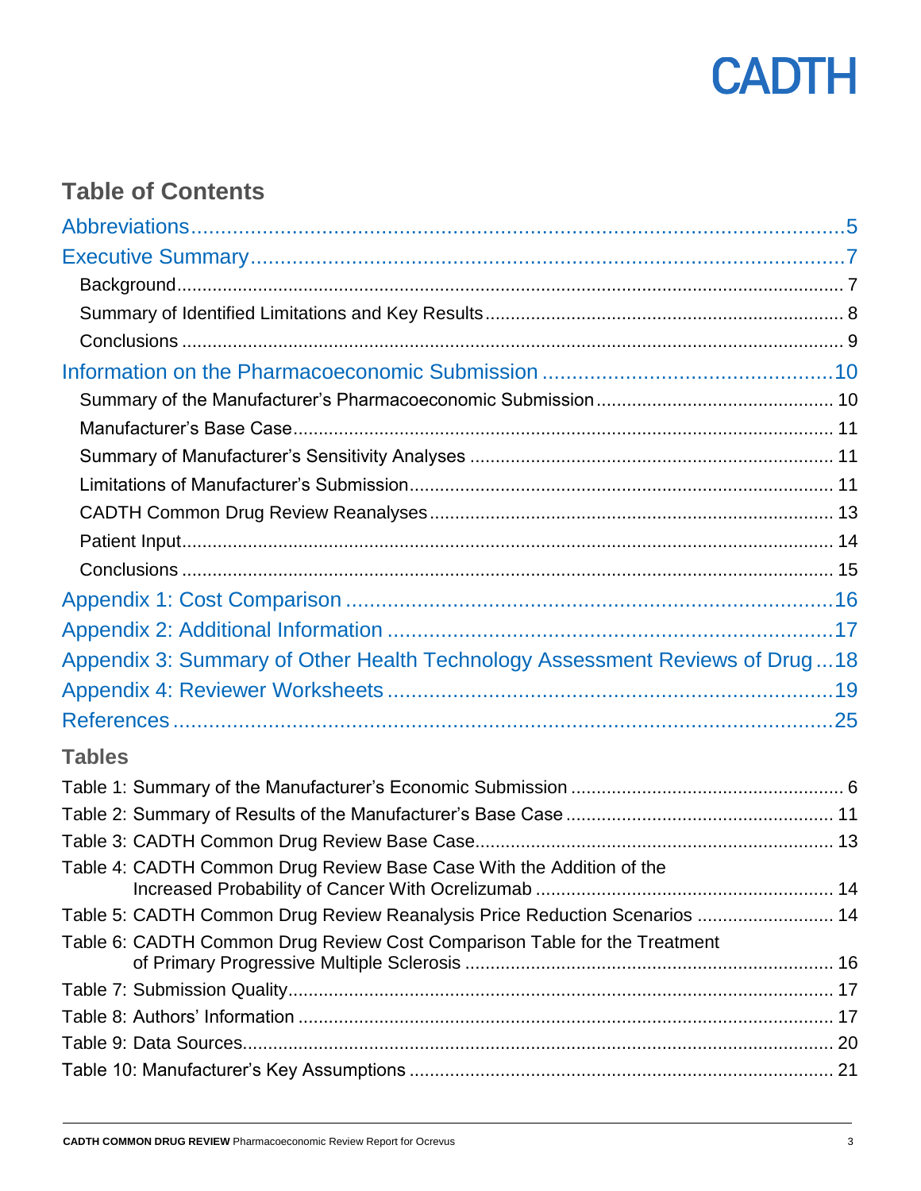## Table of Contents

Abbreviations .....5

Executive Summary .....7

- Background .....7
- Summary of Identified Limitations and Key Results .....8
- Conclusions .....9

Information on the Pharmacoeconomic Submission .....10

- Summary of the Manufacturer's Pharmacoeconomic Submission .....10
- Manufacturer's Base Case .....11
- Summary of Manufacturer's Sensitivity Analyses .....11
- Limitations of Manufacturer's Submission .....11
- CADTH Common Drug Review Reanalyses .....13
- Patient Input .....14
- Conclusions .....15

Appendix 1: Cost Comparison .....16

Appendix 2: Additional Information .....17

Appendix 3: Summary of Other Health Technology Assessment Reviews of Drug .....18

Appendix 4: Reviewer Worksheets .....19

References .....25

### Tables

Table 1: Summary of the Manufacturer's Economic Submission .....6

Table 2: Summary of Results of the Manufacturer's Base Case .....11

Table 3: CADTH Common Drug Review Base Case .....13

Table 4: CADTH Common Drug Review Base Case With the Addition of the Increased Probability of Cancer With Ocrelizumab .....14

Table 5: CADTH Common Drug Review Reanalysis Price Reduction Scenarios .....14

Table 6: CADTH Common Drug Review Cost Comparison Table for the Treatment of Primary Progressive Multiple Sclerosis .....16

Table 7: Submission Quality .....17

Table 8: Authors' Information .....17

Table 9: Data Sources .....20

Table 10: Manufacturer's Key Assumptions .....21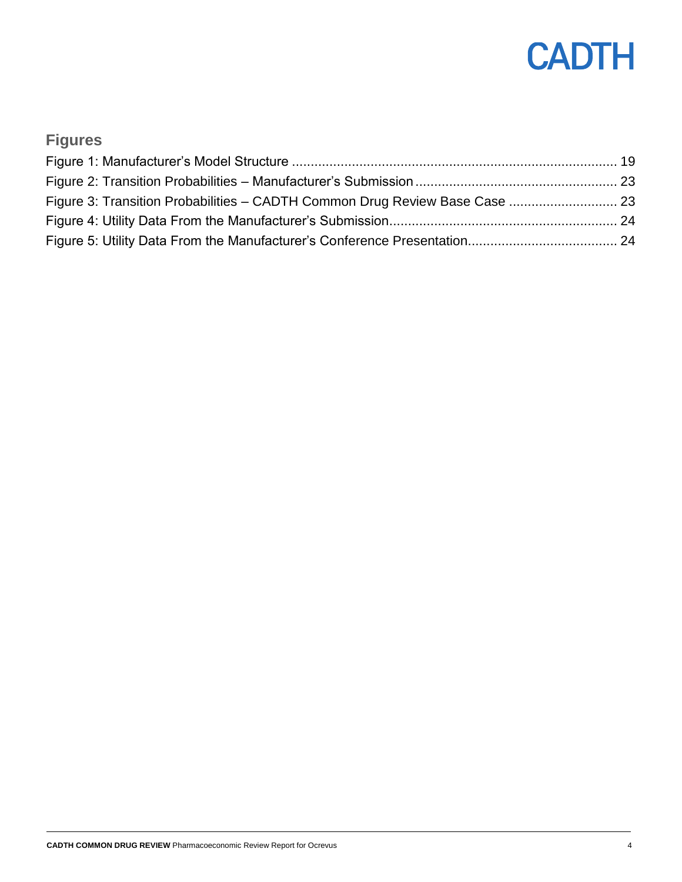## Figures

Figure 1: Manufacturer's Model Structure ..................................................................................... 19

Figure 2: Transition Probabilities – Manufacturer's Submission ..................................................... 23

Figure 3: Transition Probabilities – CADTH Common Drug Review Base Case ............................ 23

Figure 4: Utility Data From the Manufacturer's Submission........................................................... 24

Figure 5: Utility Data From the Manufacturer's Conference Presentation....................................... 24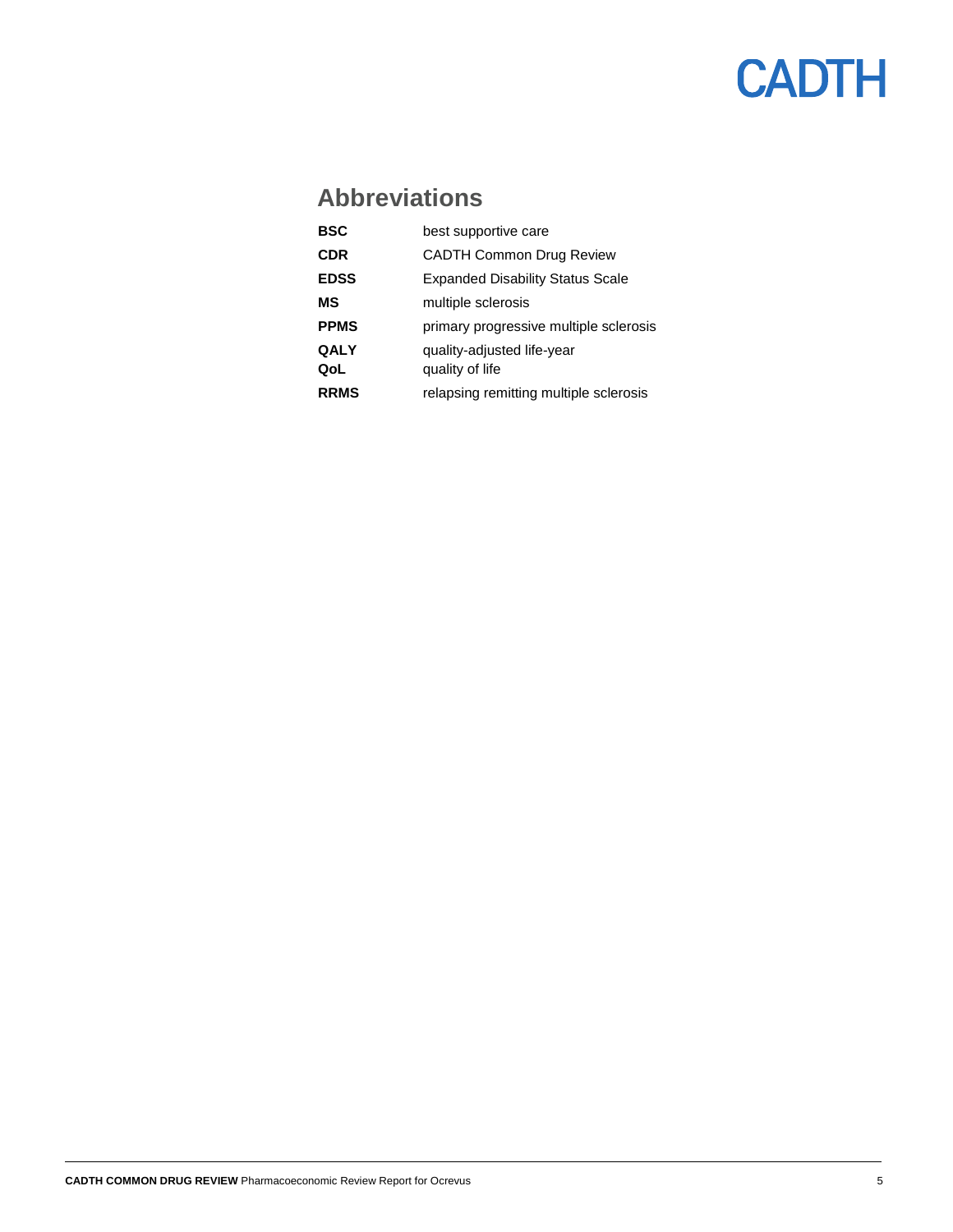## Abbreviations

| | |
|---|---|
| **BSC** | best supportive care |
| **CDR** | CADTH Common Drug Review |
| **EDSS** | Expanded Disability Status Scale |
| **MS** | multiple sclerosis |
| **PPMS** | primary progressive multiple sclerosis |
| **QALY** | quality-adjusted life-year |
| **QoL** | quality of life |
| **RRMS** | relapsing remitting multiple sclerosis |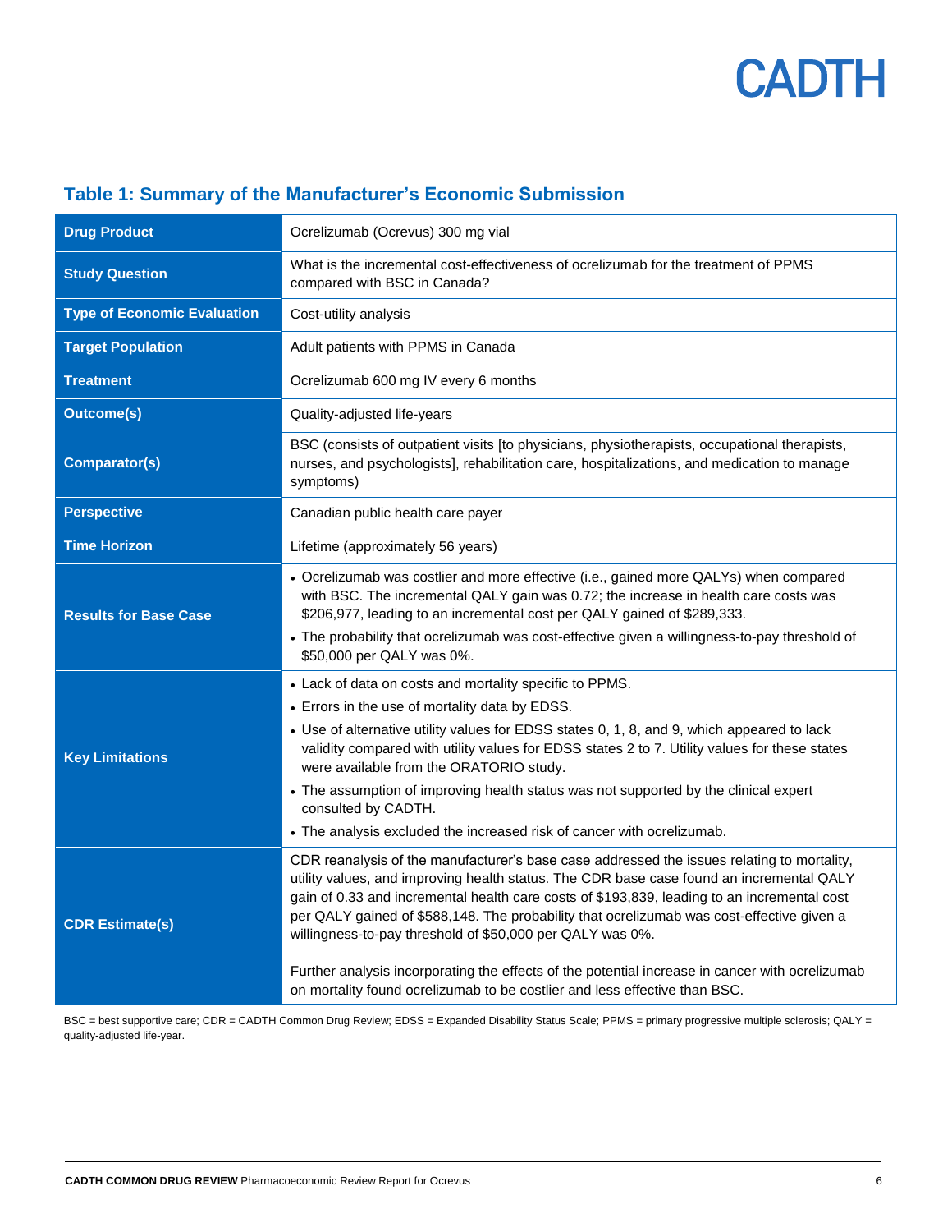## Table 1: Summary of the Manufacturer's Economic Submission

| | |
|---|---|
| **Drug Product** | Ocrelizumab (Ocrevus) 300 mg vial |
| **Study Question** | What is the incremental cost-effectiveness of ocrelizumab for the treatment of PPMS compared with BSC in Canada? |
| **Type of Economic Evaluation** | Cost-utility analysis |
| **Target Population** | Adult patients with PPMS in Canada |
| **Treatment** | Ocrelizumab 600 mg IV every 6 months |
| **Outcome(s)** | Quality-adjusted life-years |
| **Comparator(s)** | BSC (consists of outpatient visits [to physicians, physiotherapists, occupational therapists, nurses, and psychologists], rehabilitation care, hospitalizations, and medication to manage symptoms) |
| **Perspective** | Canadian public health care payer |
| **Time Horizon** | Lifetime (approximately 56 years) |
| **Results for Base Case** | • Ocrelizumab was costlier and more effective (i.e., gained more QALYs) when compared with BSC. The incremental QALY gain was 0.72; the increase in health care costs was $206,977, leading to an incremental cost per QALY gained of $289,333. <br> • The probability that ocrelizumab was cost-effective given a willingness-to-pay threshold of $50,000 per QALY was 0%. |
| **Key Limitations** | • Lack of data on costs and mortality specific to PPMS. <br> • Errors in the use of mortality data by EDSS. <br> • Use of alternative utility values for EDSS states 0, 1, 8, and 9, which appeared to lack validity compared with utility values for EDSS states 2 to 7. Utility values for these states were available from the ORATORIO study. <br> • The assumption of improving health status was not supported by the clinical expert consulted by CADTH. <br> • The analysis excluded the increased risk of cancer with ocrelizumab. |
| **CDR Estimate(s)** | CDR reanalysis of the manufacturer's base case addressed the issues relating to mortality, utility values, and improving health status. The CDR base case found an incremental QALY gain of 0.33 and incremental health care costs of $193,839, leading to an incremental cost per QALY gained of $588,148. The probability that ocrelizumab was cost-effective given a willingness-to-pay threshold of $50,000 per QALY was 0%. <br><br> Further analysis incorporating the effects of the potential increase in cancer with ocrelizumab on mortality found ocrelizumab to be costlier and less effective than BSC. |

BSC = best supportive care; CDR = CADTH Common Drug Review; EDSS = Expanded Disability Status Scale; PPMS = primary progressive multiple sclerosis; QALY = quality-adjusted life-year.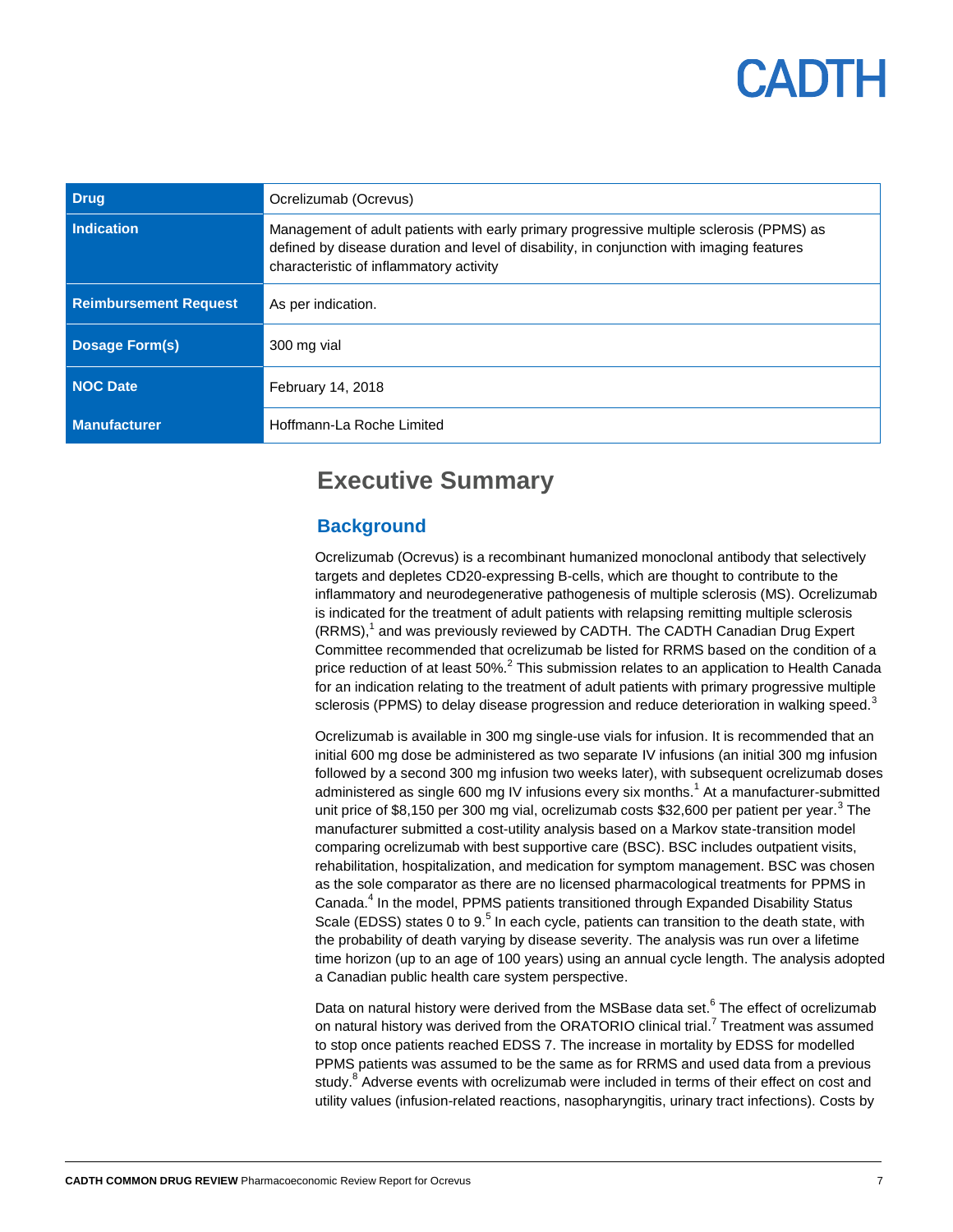| Drug | Ocrelizumab (Ocrevus) |
|---|---|
| Indication | Management of adult patients with early primary progressive multiple sclerosis (PPMS) as defined by disease duration and level of disability, in conjunction with imaging features characteristic of inflammatory activity |
| Reimbursement Request | As per indication. |
| Dosage Form(s) | 300 mg vial |
| NOC Date | February 14, 2018 |
| Manufacturer | Hoffmann-La Roche Limited |

# Executive Summary

## Background

Ocrelizumab (Ocrevus) is a recombinant humanized monoclonal antibody that selectively targets and depletes CD20-expressing B-cells, which are thought to contribute to the inflammatory and neurodegenerative pathogenesis of multiple sclerosis (MS). Ocrelizumab is indicated for the treatment of adult patients with relapsing remitting multiple sclerosis (RRMS),[1] and was previously reviewed by CADTH. The CADTH Canadian Drug Expert Committee recommended that ocrelizumab be listed for RRMS based on the condition of a price reduction of at least 50%.[2] This submission relates to an application to Health Canada for an indication relating to the treatment of adult patients with primary progressive multiple sclerosis (PPMS) to delay disease progression and reduce deterioration in walking speed.[3]

Ocrelizumab is available in 300 mg single-use vials for infusion. It is recommended that an initial 600 mg dose be administered as two separate IV infusions (an initial 300 mg infusion followed by a second 300 mg infusion two weeks later), with subsequent ocrelizumab doses administered as single 600 mg IV infusions every six months.[1] At a manufacturer-submitted unit price of $8,150 per 300 mg vial, ocrelizumab costs $32,600 per patient per year.[3] The manufacturer submitted a cost-utility analysis based on a Markov state-transition model comparing ocrelizumab with best supportive care (BSC). BSC includes outpatient visits, rehabilitation, hospitalization, and medication for symptom management. BSC was chosen as the sole comparator as there are no licensed pharmacological treatments for PPMS in Canada.[4] In the model, PPMS patients transitioned through Expanded Disability Status Scale (EDSS) states 0 to 9.[5] In each cycle, patients can transition to the death state, with the probability of death varying by disease severity. The analysis was run over a lifetime time horizon (up to an age of 100 years) using an annual cycle length. The analysis adopted a Canadian public health care system perspective.

Data on natural history were derived from the MSBase data set.[6] The effect of ocrelizumab on natural history was derived from the ORATORIO clinical trial.[7] Treatment was assumed to stop once patients reached EDSS 7. The increase in mortality by EDSS for modelled PPMS patients was assumed to be the same as for RRMS and used data from a previous study.[8] Adverse events with ocrelizumab were included in terms of their effect on cost and utility values (infusion-related reactions, nasopharyngitis, urinary tract infections). Costs by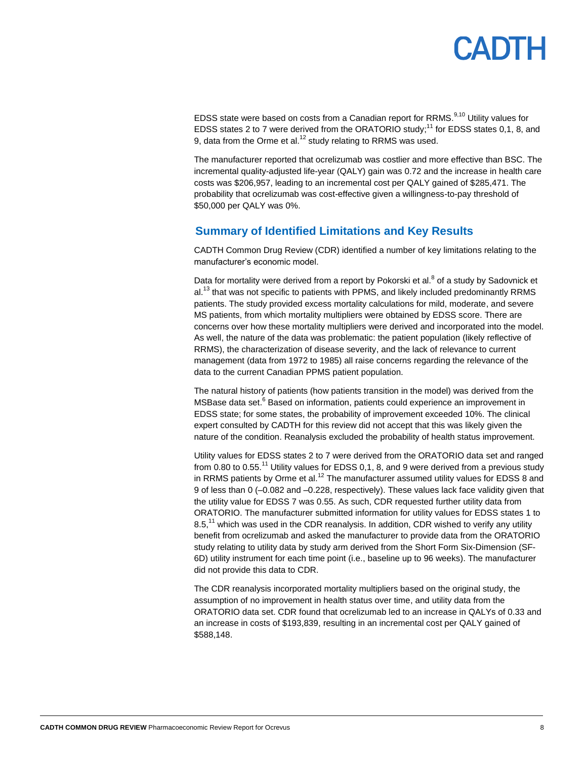EDSS state were based on costs from a Canadian report for RRMS.[9,10] Utility values for EDSS states 2 to 7 were derived from the ORATORIO study;[11] for EDSS states 0,1, 8, and 9, data from the Orme et al.[12] study relating to RRMS was used.

The manufacturer reported that ocrelizumab was costlier and more effective than BSC. The incremental quality-adjusted life-year (QALY) gain was 0.72 and the increase in health care costs was $206,957, leading to an incremental cost per QALY gained of $285,471. The probability that ocrelizumab was cost-effective given a willingness-to-pay threshold of $50,000 per QALY was 0%.

## Summary of Identified Limitations and Key Results

CADTH Common Drug Review (CDR) identified a number of key limitations relating to the manufacturer's economic model.

Data for mortality were derived from a report by Pokorski et al.[8] of a study by Sadovnick et al.[13] that was not specific to patients with PPMS, and likely included predominantly RRMS patients. The study provided excess mortality calculations for mild, moderate, and severe MS patients, from which mortality multipliers were obtained by EDSS score. There are concerns over how these mortality multipliers were derived and incorporated into the model. As well, the nature of the data was problematic: the patient population (likely reflective of RRMS), the characterization of disease severity, and the lack of relevance to current management (data from 1972 to 1985) all raise concerns regarding the relevance of the data to the current Canadian PPMS patient population.

The natural history of patients (how patients transition in the model) was derived from the MSBase data set.[6] Based on information, patients could experience an improvement in EDSS state; for some states, the probability of improvement exceeded 10%. The clinical expert consulted by CADTH for this review did not accept that this was likely given the nature of the condition. Reanalysis excluded the probability of health status improvement.

Utility values for EDSS states 2 to 7 were derived from the ORATORIO data set and ranged from 0.80 to 0.55.[11] Utility values for EDSS 0,1, 8, and 9 were derived from a previous study in RRMS patients by Orme et al.[12] The manufacturer assumed utility values for EDSS 8 and 9 of less than 0 (–0.082 and –0.228, respectively). These values lack face validity given that the utility value for EDSS 7 was 0.55. As such, CDR requested further utility data from ORATORIO. The manufacturer submitted information for utility values for EDSS states 1 to 8.5,[11] which was used in the CDR reanalysis. In addition, CDR wished to verify any utility benefit from ocrelizumab and asked the manufacturer to provide data from the ORATORIO study relating to utility data by study arm derived from the Short Form Six-Dimension (SF-6D) utility instrument for each time point (i.e., baseline up to 96 weeks). The manufacturer did not provide this data to CDR.

The CDR reanalysis incorporated mortality multipliers based on the original study, the assumption of no improvement in health status over time, and utility data from the ORATORIO data set. CDR found that ocrelizumab led to an increase in QALYs of 0.33 and an increase in costs of $193,839, resulting in an incremental cost per QALY gained of $588,148.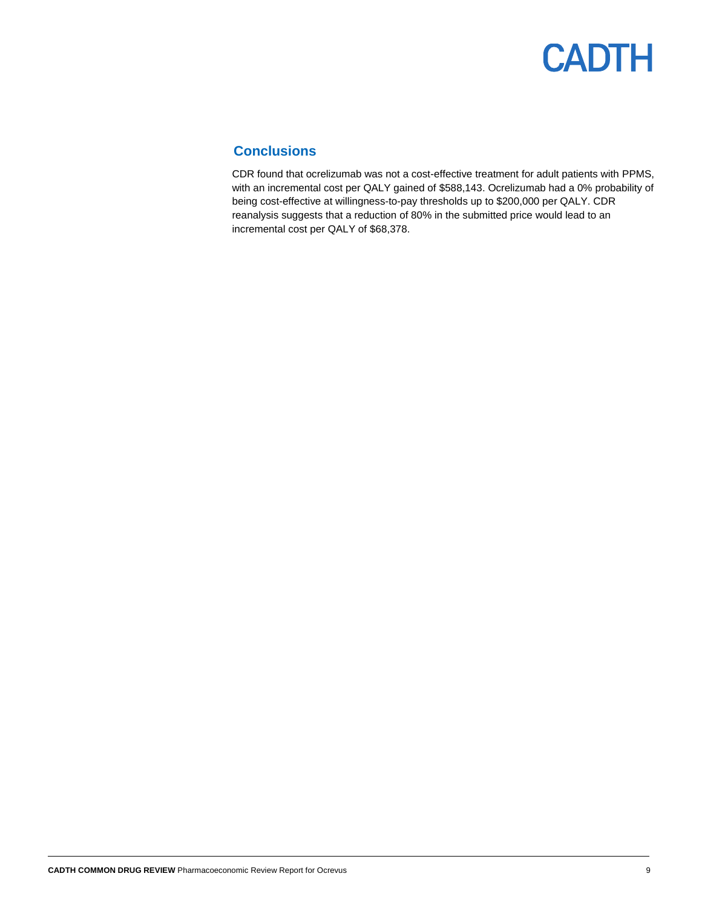## Conclusions

CDR found that ocrelizumab was not a cost-effective treatment for adult patients with PPMS, with an incremental cost per QALY gained of $588,143. Ocrelizumab had a 0% probability of being cost-effective at willingness-to-pay thresholds up to $200,000 per QALY. CDR reanalysis suggests that a reduction of 80% in the submitted price would lead to an incremental cost per QALY of $68,378.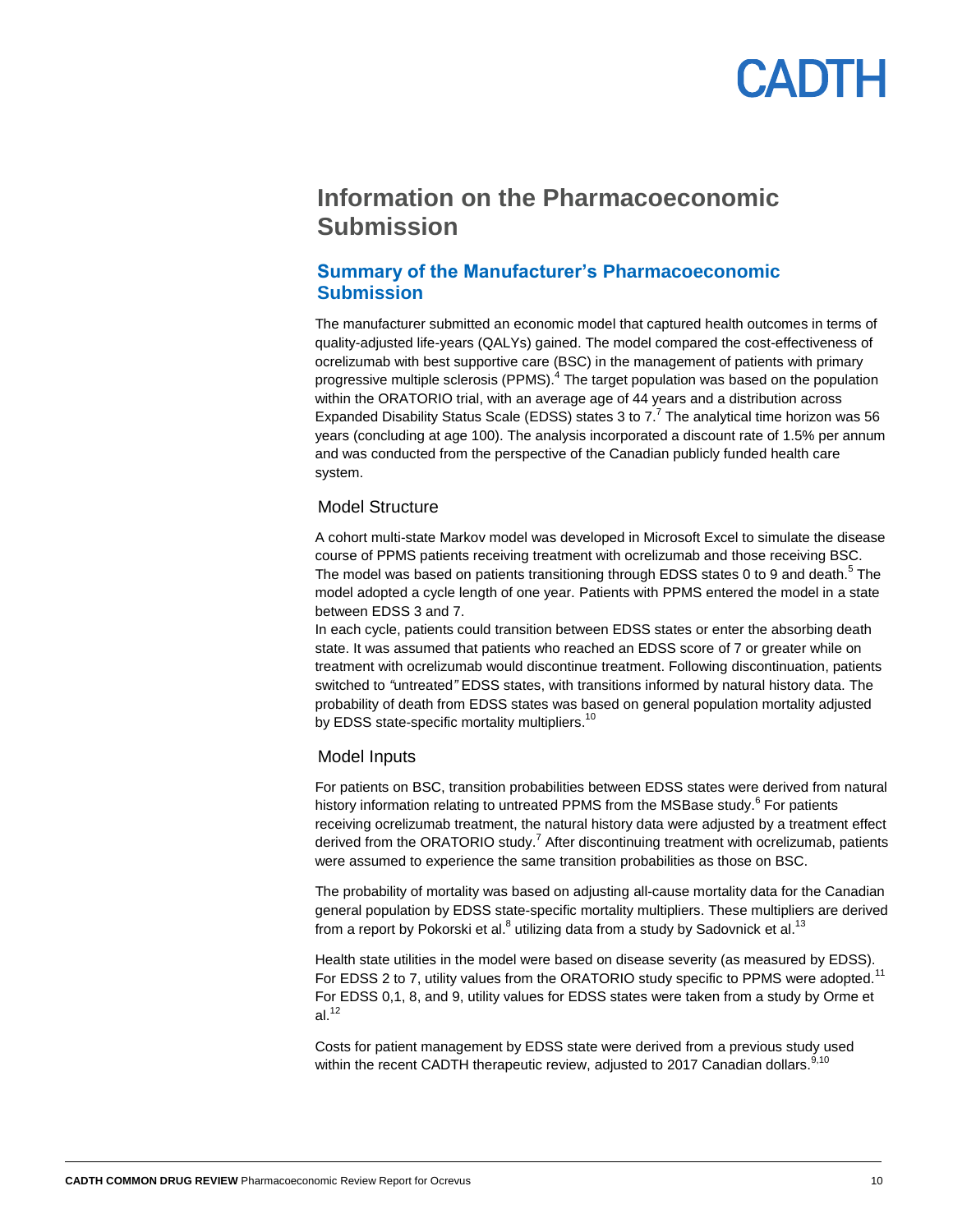# Information on the Pharmacoeconomic Submission

## Summary of the Manufacturer's Pharmacoeconomic Submission

The manufacturer submitted an economic model that captured health outcomes in terms of quality-adjusted life-years (QALYs) gained. The model compared the cost-effectiveness of ocrelizumab with best supportive care (BSC) in the management of patients with primary progressive multiple sclerosis (PPMS).[4] The target population was based on the population within the ORATORIO trial, with an average age of 44 years and a distribution across Expanded Disability Status Scale (EDSS) states 3 to 7.[7] The analytical time horizon was 56 years (concluding at age 100). The analysis incorporated a discount rate of 1.5% per annum and was conducted from the perspective of the Canadian publicly funded health care system.

### Model Structure

A cohort multi-state Markov model was developed in Microsoft Excel to simulate the disease course of PPMS patients receiving treatment with ocrelizumab and those receiving BSC. The model was based on patients transitioning through EDSS states 0 to 9 and death.[5] The model adopted a cycle length of one year. Patients with PPMS entered the model in a state between EDSS 3 and 7.

In each cycle, patients could transition between EDSS states or enter the absorbing death state. It was assumed that patients who reached an EDSS score of 7 or greater while on treatment with ocrelizumab would discontinue treatment. Following discontinuation, patients switched to *"untreated"* EDSS states, with transitions informed by natural history data. The probability of death from EDSS states was based on general population mortality adjusted by EDSS state-specific mortality multipliers.[10]

### Model Inputs

For patients on BSC, transition probabilities between EDSS states were derived from natural history information relating to untreated PPMS from the MSBase study.[6] For patients receiving ocrelizumab treatment, the natural history data were adjusted by a treatment effect derived from the ORATORIO study.[7] After discontinuing treatment with ocrelizumab, patients were assumed to experience the same transition probabilities as those on BSC.

The probability of mortality was based on adjusting all-cause mortality data for the Canadian general population by EDSS state-specific mortality multipliers. These multipliers are derived from a report by Pokorski et al.[8] utilizing data from a study by Sadovnick et al.[13]

Health state utilities in the model were based on disease severity (as measured by EDSS). For EDSS 2 to 7, utility values from the ORATORIO study specific to PPMS were adopted.[11] For EDSS 0,1, 8, and 9, utility values for EDSS states were taken from a study by Orme et al.[12]

Costs for patient management by EDSS state were derived from a previous study used within the recent CADTH therapeutic review, adjusted to 2017 Canadian dollars.[9,10]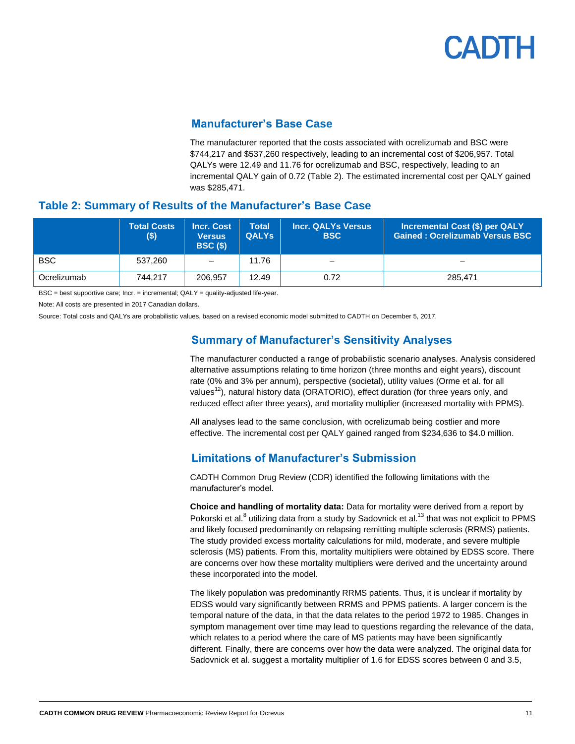## Manufacturer's Base Case

The manufacturer reported that the costs associated with ocrelizumab and BSC were $744,217 and $537,260 respectively, leading to an incremental cost of $206,957. Total QALYs were 12.49 and 11.76 for ocrelizumab and BSC, respectively, leading to an incremental QALY gain of 0.72 (Table 2). The estimated incremental cost per QALY gained was $285,471.

### Table 2: Summary of Results of the Manufacturer's Base Case

| | Total Costs ($) | Incr. Cost Versus BSC ($) | Total QALYs | Incr. QALYs Versus BSC | Incremental Cost ($) per QALY Gained : Ocrelizumab Versus BSC |
|---|---|---|---|---|---|
| BSC | 537,260 | – | 11.76 | – | – |
| Ocrelizumab | 744,217 | 206,957 | 12.49 | 0.72 | 285,471 |

BSC = best supportive care; Incr. = incremental; QALY = quality-adjusted life-year.

Note: All costs are presented in 2017 Canadian dollars.

Source: Total costs and QALYs are probabilistic values, based on a revised economic model submitted to CADTH on December 5, 2017.

## Summary of Manufacturer's Sensitivity Analyses

The manufacturer conducted a range of probabilistic scenario analyses. Analysis considered alternative assumptions relating to time horizon (three months and eight years), discount rate (0% and 3% per annum), perspective (societal), utility values (Orme et al. for all values[12]), natural history data (ORATORIO), effect duration (for three years only, and reduced effect after three years), and mortality multiplier (increased mortality with PPMS).

All analyses lead to the same conclusion, with ocrelizumab being costlier and more effective. The incremental cost per QALY gained ranged from $234,636 to $4.0 million.

## Limitations of Manufacturer's Submission

CADTH Common Drug Review (CDR) identified the following limitations with the manufacturer's model.

**Choice and handling of mortality data:** Data for mortality were derived from a report by Pokorski et al.[8] utilizing data from a study by Sadovnick et al.[13] that was not explicit to PPMS and likely focused predominantly on relapsing remitting multiple sclerosis (RRMS) patients. The study provided excess mortality calculations for mild, moderate, and severe multiple sclerosis (MS) patients. From this, mortality multipliers were obtained by EDSS score. There are concerns over how these mortality multipliers were derived and the uncertainty around these incorporated into the model.

The likely population was predominantly RRMS patients. Thus, it is unclear if mortality by EDSS would vary significantly between RRMS and PPMS patients. A larger concern is the temporal nature of the data, in that the data relates to the period 1972 to 1985. Changes in symptom management over time may lead to questions regarding the relevance of the data, which relates to a period where the care of MS patients may have been significantly different. Finally, there are concerns over how the data were analyzed. The original data for Sadovnick et al. suggest a mortality multiplier of 1.6 for EDSS scores between 0 and 3.5,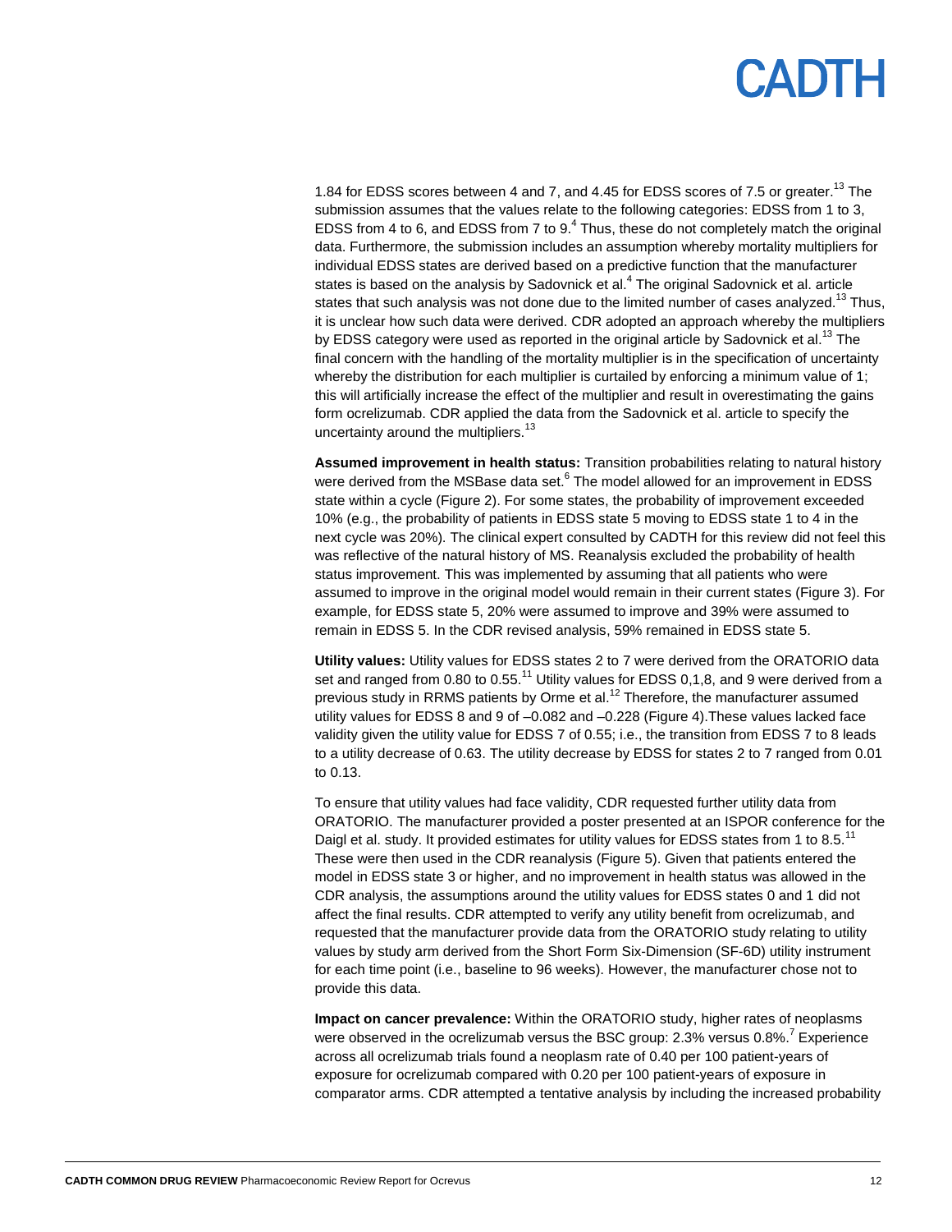1.84 for EDSS scores between 4 and 7, and 4.45 for EDSS scores of 7.5 or greater.[13] The submission assumes that the values relate to the following categories: EDSS from 1 to 3, EDSS from 4 to 6, and EDSS from 7 to 9.[4] Thus, these do not completely match the original data. Furthermore, the submission includes an assumption whereby mortality multipliers for individual EDSS states are derived based on a predictive function that the manufacturer states is based on the analysis by Sadovnick et al.[4] The original Sadovnick et al. article states that such analysis was not done due to the limited number of cases analyzed.[13] Thus, it is unclear how such data were derived. CDR adopted an approach whereby the multipliers by EDSS category were used as reported in the original article by Sadovnick et al.[13] The final concern with the handling of the mortality multiplier is in the specification of uncertainty whereby the distribution for each multiplier is curtailed by enforcing a minimum value of 1; this will artificially increase the effect of the multiplier and result in overestimating the gains form ocrelizumab. CDR applied the data from the Sadovnick et al. article to specify the uncertainty around the multipliers.[13]

**Assumed improvement in health status:** Transition probabilities relating to natural history were derived from the MSBase data set.[6] The model allowed for an improvement in EDSS state within a cycle (Figure 2). For some states, the probability of improvement exceeded 10% (e.g., the probability of patients in EDSS state 5 moving to EDSS state 1 to 4 in the next cycle was 20%). The clinical expert consulted by CADTH for this review did not feel this was reflective of the natural history of MS. Reanalysis excluded the probability of health status improvement. This was implemented by assuming that all patients who were assumed to improve in the original model would remain in their current states (Figure 3). For example, for EDSS state 5, 20% were assumed to improve and 39% were assumed to remain in EDSS 5. In the CDR revised analysis, 59% remained in EDSS state 5.

**Utility values:** Utility values for EDSS states 2 to 7 were derived from the ORATORIO data set and ranged from 0.80 to 0.55.[11] Utility values for EDSS 0,1,8, and 9 were derived from a previous study in RRMS patients by Orme et al.[12] Therefore, the manufacturer assumed utility values for EDSS 8 and 9 of –0.082 and –0.228 (Figure 4).These values lacked face validity given the utility value for EDSS 7 of 0.55; i.e., the transition from EDSS 7 to 8 leads to a utility decrease of 0.63. The utility decrease by EDSS for states 2 to 7 ranged from 0.01 to 0.13.

To ensure that utility values had face validity, CDR requested further utility data from ORATORIO. The manufacturer provided a poster presented at an ISPOR conference for the Daigl et al. study. It provided estimates for utility values for EDSS states from 1 to 8.5.[11] These were then used in the CDR reanalysis (Figure 5). Given that patients entered the model in EDSS state 3 or higher, and no improvement in health status was allowed in the CDR analysis, the assumptions around the utility values for EDSS states 0 and 1 did not affect the final results. CDR attempted to verify any utility benefit from ocrelizumab, and requested that the manufacturer provide data from the ORATORIO study relating to utility values by study arm derived from the Short Form Six-Dimension (SF-6D) utility instrument for each time point (i.e., baseline to 96 weeks). However, the manufacturer chose not to provide this data.

**Impact on cancer prevalence:** Within the ORATORIO study, higher rates of neoplasms were observed in the ocrelizumab versus the BSC group: 2.3% versus 0.8%.[7] Experience across all ocrelizumab trials found a neoplasm rate of 0.40 per 100 patient-years of exposure for ocrelizumab compared with 0.20 per 100 patient-years of exposure in comparator arms. CDR attempted a tentative analysis by including the increased probability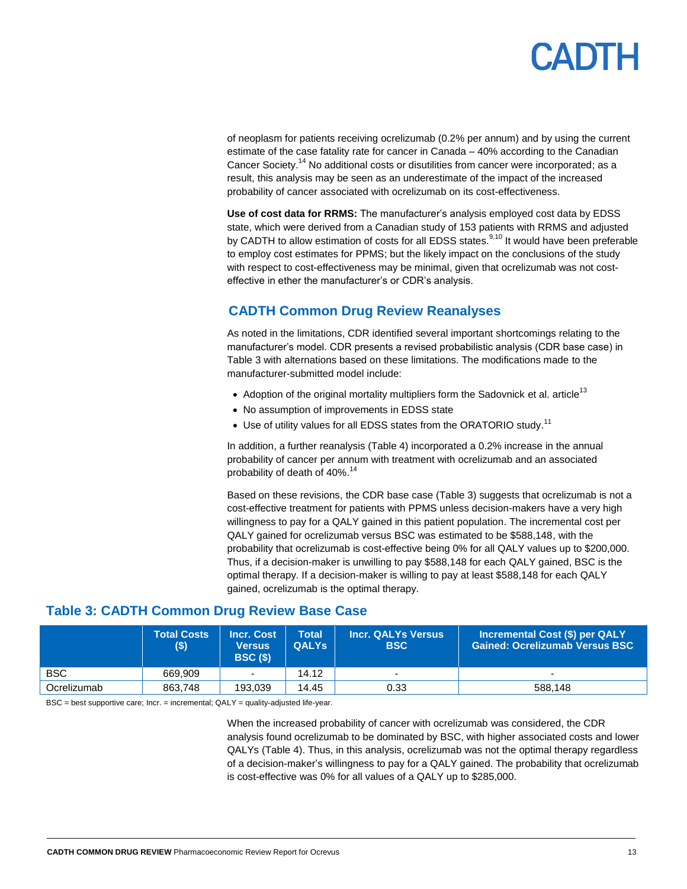of neoplasm for patients receiving ocrelizumab (0.2% per annum) and by using the current estimate of the case fatality rate for cancer in Canada – 40% according to the Canadian Cancer Society.[14] No additional costs or disutilities from cancer were incorporated; as a result, this analysis may be seen as an underestimate of the impact of the increased probability of cancer associated with ocrelizumab on its cost-effectiveness.

**Use of cost data for RRMS:** The manufacturer's analysis employed cost data by EDSS state, which were derived from a Canadian study of 153 patients with RRMS and adjusted by CADTH to allow estimation of costs for all EDSS states.[9,10] It would have been preferable to employ cost estimates for PPMS; but the likely impact on the conclusions of the study with respect to cost-effectiveness may be minimal, given that ocrelizumab was not cost-effective in ether the manufacturer's or CDR's analysis.

## CADTH Common Drug Review Reanalyses

As noted in the limitations, CDR identified several important shortcomings relating to the manufacturer's model. CDR presents a revised probabilistic analysis (CDR base case) in Table 3 with alternations based on these limitations. The modifications made to the manufacturer-submitted model include:

- Adoption of the original mortality multipliers form the Sadovnick et al. article[13]
- No assumption of improvements in EDSS state
- Use of utility values for all EDSS states from the ORATORIO study.[11]

In addition, a further reanalysis (Table 4) incorporated a 0.2% increase in the annual probability of cancer per annum with treatment with ocrelizumab and an associated probability of death of 40%.[14]

Based on these revisions, the CDR base case (Table 3) suggests that ocrelizumab is not a cost-effective treatment for patients with PPMS unless decision-makers have a very high willingness to pay for a QALY gained in this patient population. The incremental cost per QALY gained for ocrelizumab versus BSC was estimated to be $588,148, with the probability that ocrelizumab is cost-effective being 0% for all QALY values up to $200,000. Thus, if a decision-maker is unwilling to pay $588,148 for each QALY gained, BSC is the optimal therapy. If a decision-maker is willing to pay at least $588,148 for each QALY gained, ocrelizumab is the optimal therapy.

## Table 3: CADTH Common Drug Review Base Case

| | Total Costs ($) | Incr. Cost Versus BSC ($) | Total QALYs | Incr. QALYs Versus BSC | Incremental Cost ($) per QALY Gained: Ocrelizumab Versus BSC |
|---|---|---|---|---|---|
| BSC | 669,909 | - | 14.12 | - | - |
| Ocrelizumab | 863,748 | 193,039 | 14.45 | 0.33 | 588,148 |

BSC = best supportive care; Incr. = incremental; QALY = quality-adjusted life-year.

When the increased probability of cancer with ocrelizumab was considered, the CDR analysis found ocrelizumab to be dominated by BSC, with higher associated costs and lower QALYs (Table 4). Thus, in this analysis, ocrelizumab was not the optimal therapy regardless of a decision-maker's willingness to pay for a QALY gained. The probability that ocrelizumab is cost-effective was 0% for all values of a QALY up to $285,000.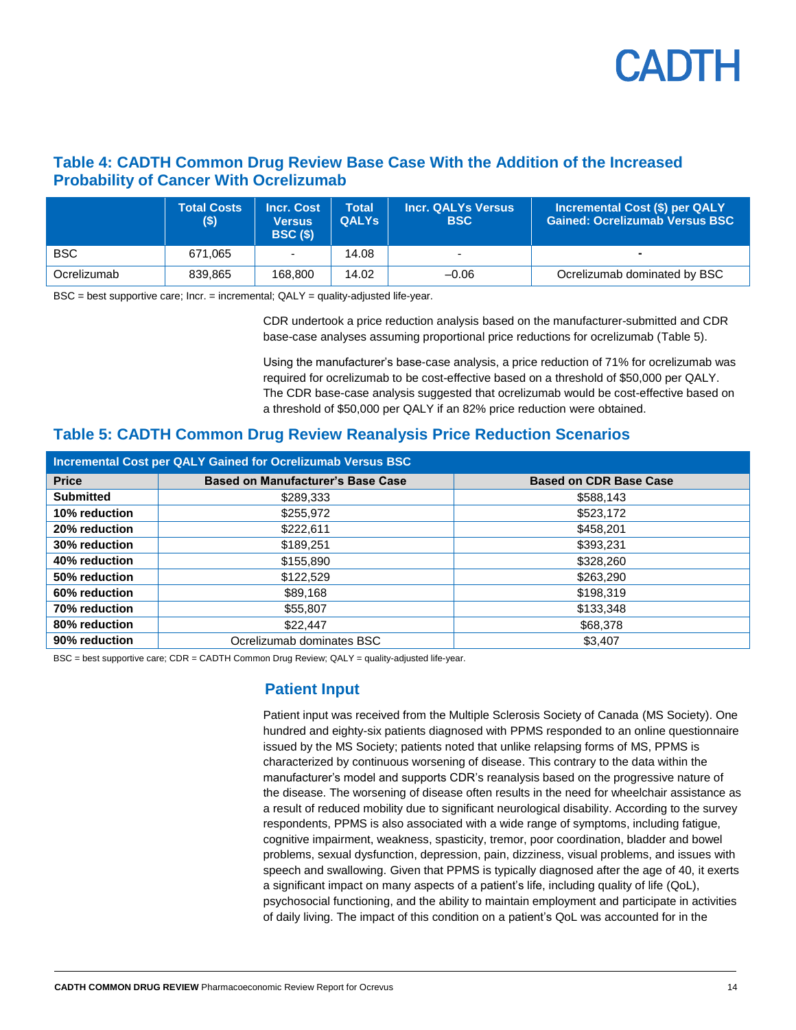### Table 4: CADTH Common Drug Review Base Case With the Addition of the Increased Probability of Cancer With Ocrelizumab

| | Total Costs ($) | Incr. Cost Versus BSC ($) | Total QALYs | Incr. QALYs Versus BSC | Incremental Cost ($) per QALY Gained: Ocrelizumab Versus BSC |
|---|---|---|---|---|---|
| BSC | 671,065 | - | 14.08 | - | - |
| Ocrelizumab | 839,865 | 168,800 | 14.02 | –0.06 | Ocrelizumab dominated by BSC |

BSC = best supportive care; Incr. = incremental; QALY = quality-adjusted life-year.

CDR undertook a price reduction analysis based on the manufacturer-submitted and CDR base-case analyses assuming proportional price reductions for ocrelizumab (Table 5).

Using the manufacturer's base-case analysis, a price reduction of 71% for ocrelizumab was required for ocrelizumab to be cost-effective based on a threshold of $50,000 per QALY. The CDR base-case analysis suggested that ocrelizumab would be cost-effective based on a threshold of $50,000 per QALY if an 82% price reduction were obtained.

### Table 5: CADTH Common Drug Review Reanalysis Price Reduction Scenarios

| Incremental Cost per QALY Gained for Ocrelizumab Versus BSC | | |
|---|---|---|
| **Price** | **Based on Manufacturer's Base Case** | **Based on CDR Base Case** |
| **Submitted** | $289,333 | $588,143 |
| **10% reduction** | $255,972 | $523,172 |
| **20% reduction** | $222,611 | $458,201 |
| **30% reduction** | $189,251 | $393,231 |
| **40% reduction** | $155,890 | $328,260 |
| **50% reduction** | $122,529 | $263,290 |
| **60% reduction** | $89,168 | $198,319 |
| **70% reduction** | $55,807 | $133,348 |
| **80% reduction** | $22,447 | $68,378 |
| **90% reduction** | Ocrelizumab dominates BSC | $3,407 |

BSC = best supportive care; CDR = CADTH Common Drug Review; QALY = quality-adjusted life-year.

## Patient Input

Patient input was received from the Multiple Sclerosis Society of Canada (MS Society). One hundred and eighty-six patients diagnosed with PPMS responded to an online questionnaire issued by the MS Society; patients noted that unlike relapsing forms of MS, PPMS is characterized by continuous worsening of disease. This contrary to the data within the manufacturer's model and supports CDR's reanalysis based on the progressive nature of the disease. The worsening of disease often results in the need for wheelchair assistance as a result of reduced mobility due to significant neurological disability. According to the survey respondents, PPMS is also associated with a wide range of symptoms, including fatigue, cognitive impairment, weakness, spasticity, tremor, poor coordination, bladder and bowel problems, sexual dysfunction, depression, pain, dizziness, visual problems, and issues with speech and swallowing. Given that PPMS is typically diagnosed after the age of 40, it exerts a significant impact on many aspects of a patient's life, including quality of life (QoL), psychosocial functioning, and the ability to maintain employment and participate in activities of daily living. The impact of this condition on a patient's QoL was accounted for in the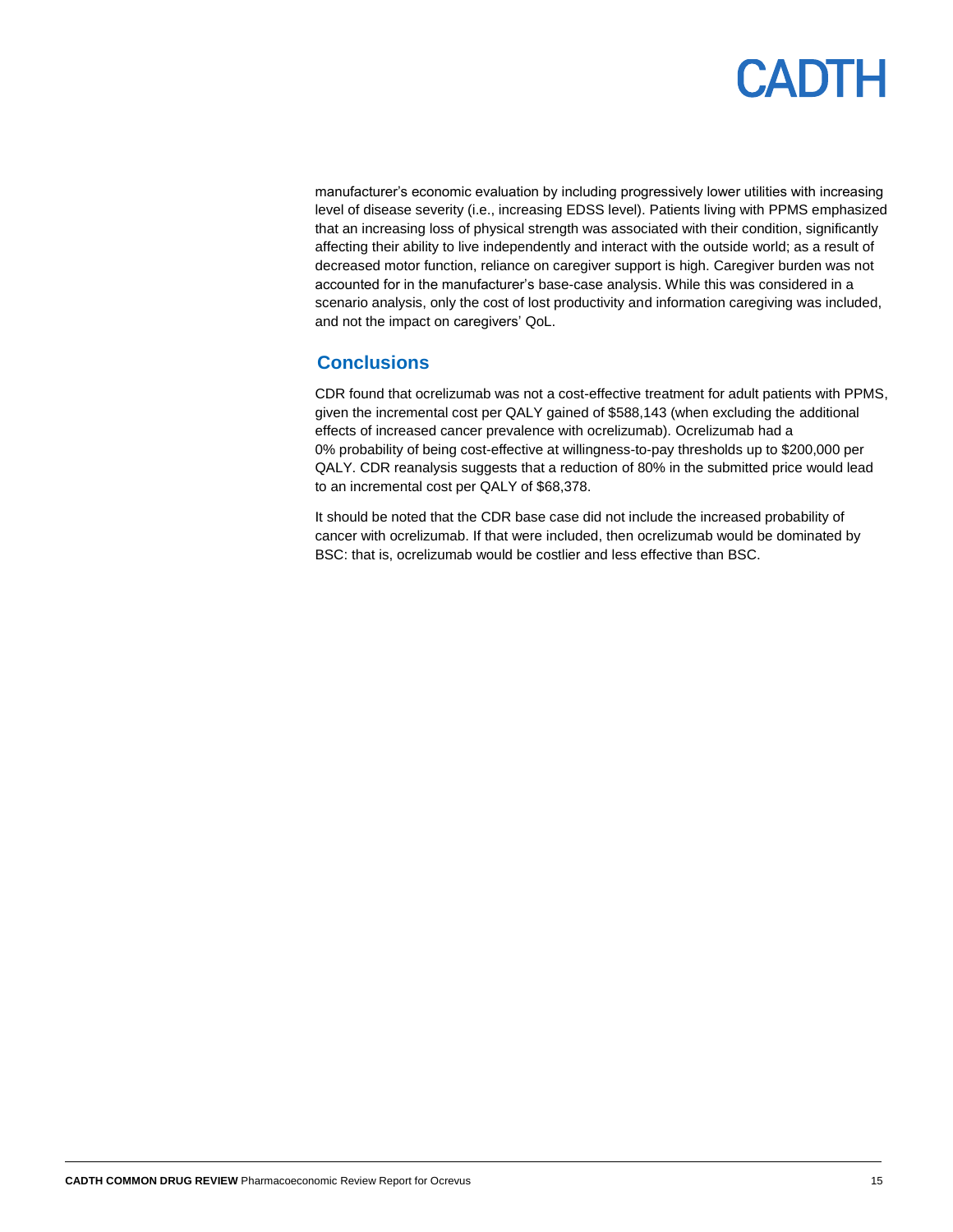manufacturer's economic evaluation by including progressively lower utilities with increasing level of disease severity (i.e., increasing EDSS level). Patients living with PPMS emphasized that an increasing loss of physical strength was associated with their condition, significantly affecting their ability to live independently and interact with the outside world; as a result of decreased motor function, reliance on caregiver support is high. Caregiver burden was not accounted for in the manufacturer's base-case analysis. While this was considered in a scenario analysis, only the cost of lost productivity and information caregiving was included, and not the impact on caregivers' QoL.

## Conclusions

CDR found that ocrelizumab was not a cost-effective treatment for adult patients with PPMS, given the incremental cost per QALY gained of $588,143 (when excluding the additional effects of increased cancer prevalence with ocrelizumab). Ocrelizumab had a 0% probability of being cost-effective at willingness-to-pay thresholds up to $200,000 per QALY. CDR reanalysis suggests that a reduction of 80% in the submitted price would lead to an incremental cost per QALY of $68,378.

It should be noted that the CDR base case did not include the increased probability of cancer with ocrelizumab. If that were included, then ocrelizumab would be dominated by BSC: that is, ocrelizumab would be costlier and less effective than BSC.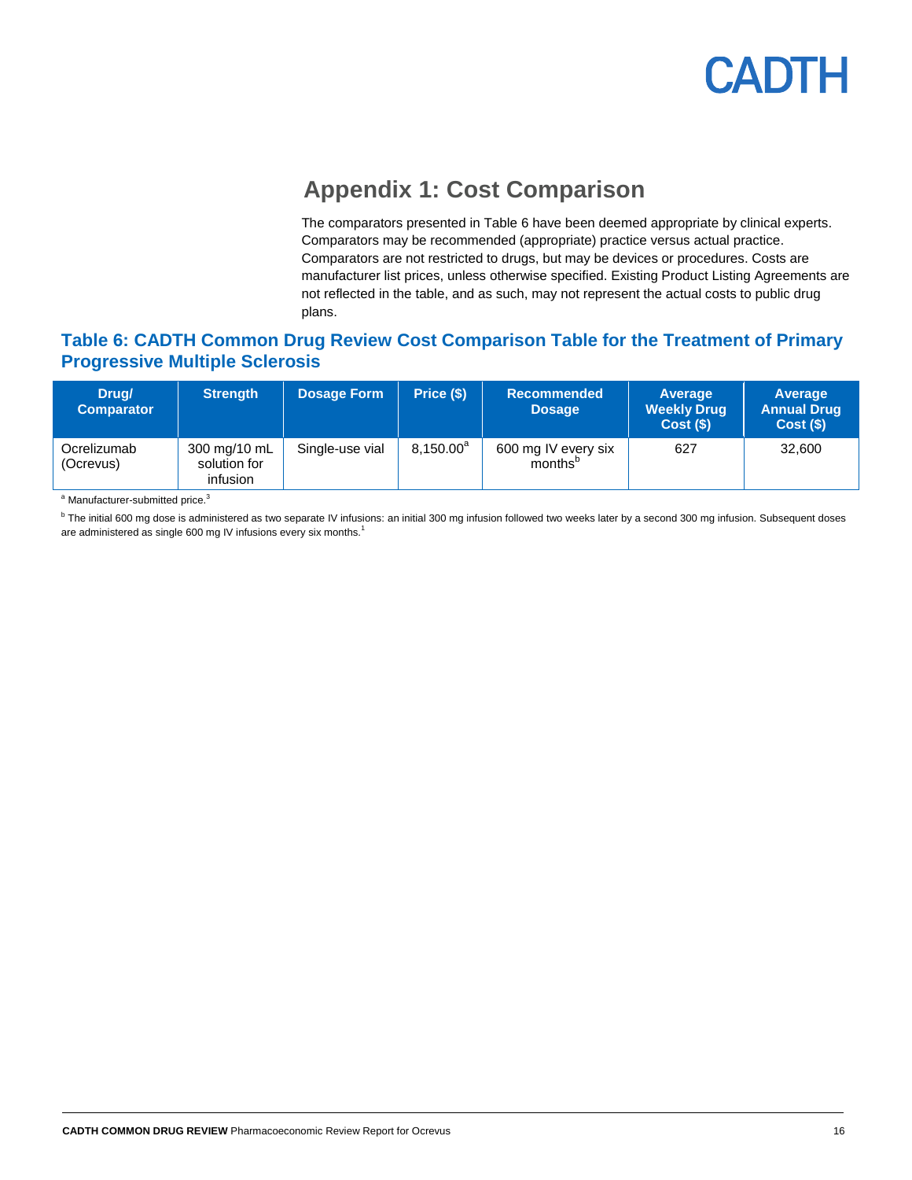## Appendix 1: Cost Comparison

The comparators presented in Table 6 have been deemed appropriate by clinical experts. Comparators may be recommended (appropriate) practice versus actual practice. Comparators are not restricted to drugs, but may be devices or procedures. Costs are manufacturer list prices, unless otherwise specified. Existing Product Listing Agreements are not reflected in the table, and as such, may not represent the actual costs to public drug plans.

### Table 6: CADTH Common Drug Review Cost Comparison Table for the Treatment of Primary Progressive Multiple Sclerosis

| Drug/ Comparator | Strength | Dosage Form | Price ($) | Recommended Dosage | Average Weekly Drug Cost ($) | Average Annual Drug Cost ($) |
|---|---|---|---|---|---|---|
| Ocrelizumab (Ocrevus) | 300 mg/10 mL solution for infusion | Single-use vial | 8,150.00[a] | 600 mg IV every six months[b] | 627 | 32,600 |

[a] Manufacturer-submitted price.[3]

[b] The initial 600 mg dose is administered as two separate IV infusions: an initial 300 mg infusion followed two weeks later by a second 300 mg infusion. Subsequent doses are administered as single 600 mg IV infusions every six months.[1]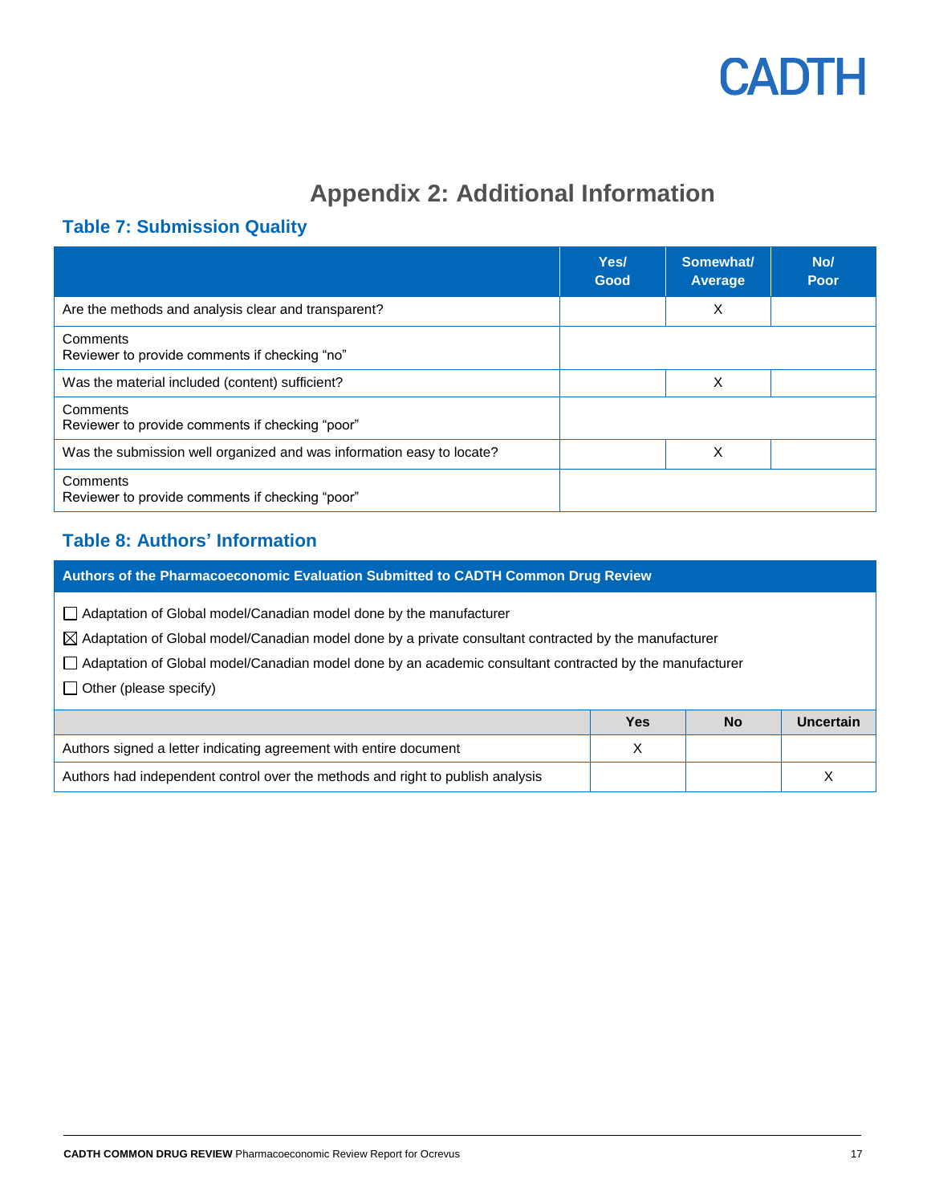# Appendix 2: Additional Information

## Table 7: Submission Quality

| | Yes/ Good | Somewhat/ Average | No/ Poor |
|---|---|---|---|
| Are the methods and analysis clear and transparent? | | X | |
| Comments<br>Reviewer to provide comments if checking "no" | | | |
| Was the material included (content) sufficient? | | X | |
| Comments<br>Reviewer to provide comments if checking "poor" | | | |
| Was the submission well organized and was information easy to locate? | | X | |
| Comments<br>Reviewer to provide comments if checking "poor" | | | |

## Table 8: Authors' Information

**Authors of the Pharmacoeconomic Evaluation Submitted to CADTH Common Drug Review**

- ☐ Adaptation of Global model/Canadian model done by the manufacturer
- ☒ Adaptation of Global model/Canadian model done by a private consultant contracted by the manufacturer
- ☐ Adaptation of Global model/Canadian model done by an academic consultant contracted by the manufacturer
- ☐ Other (please specify)

| | Yes | No | Uncertain |
|---|---|---|---|
| Authors signed a letter indicating agreement with entire document | X | | |
| Authors had independent control over the methods and right to publish analysis | | | X |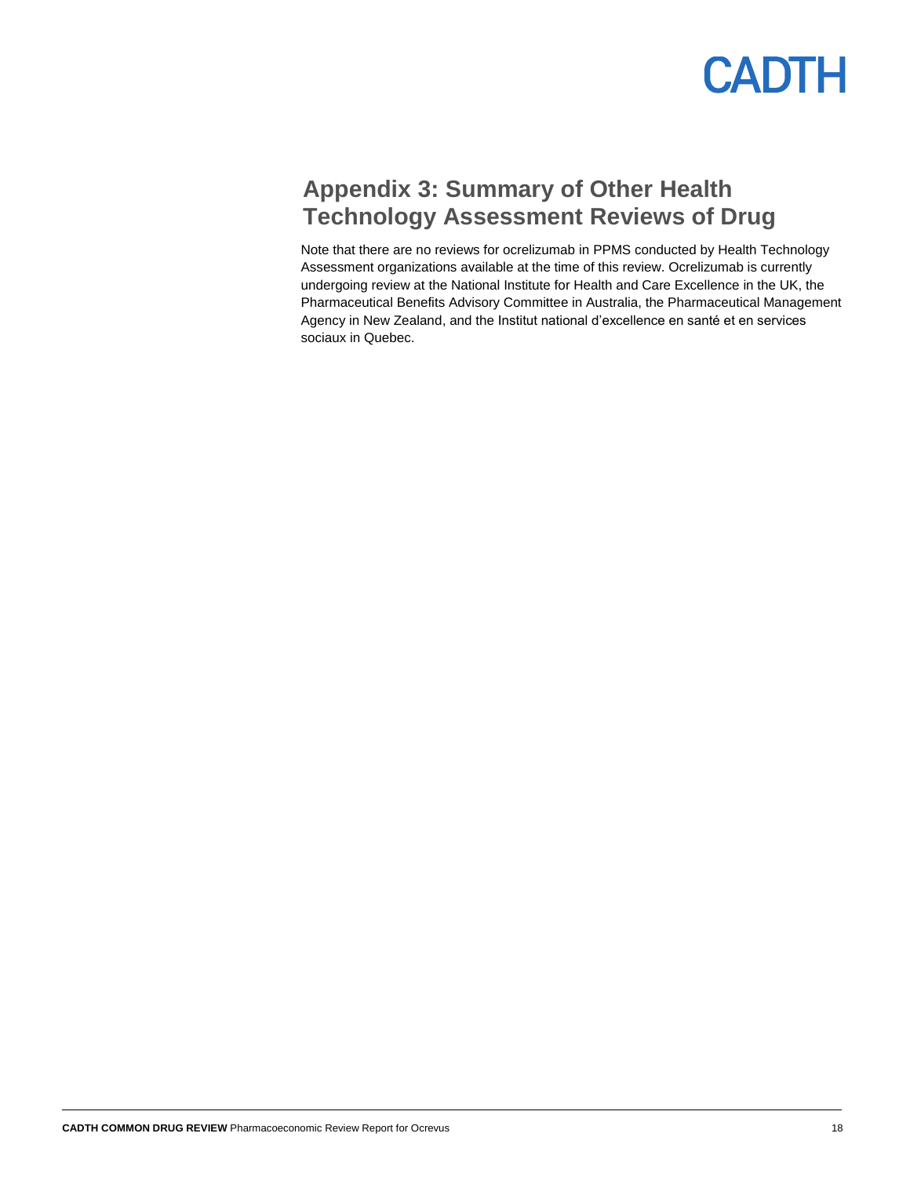# Appendix 3: Summary of Other Health Technology Assessment Reviews of Drug

Note that there are no reviews for ocrelizumab in PPMS conducted by Health Technology Assessment organizations available at the time of this review. Ocrelizumab is currently undergoing review at the National Institute for Health and Care Excellence in the UK, the Pharmaceutical Benefits Advisory Committee in Australia, the Pharmaceutical Management Agency in New Zealand, and the Institut national d'excellence en santé et en services sociaux in Quebec.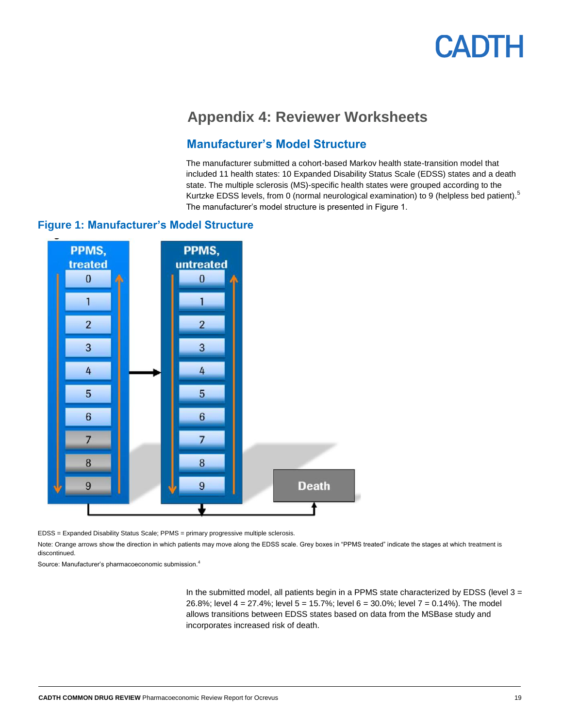# Appendix 4: Reviewer Worksheets

## Manufacturer's Model Structure

The manufacturer submitted a cohort-based Markov health state-transition model that included 11 health states: 10 Expanded Disability Status Scale (EDSS) states and a death state. The multiple sclerosis (MS)-specific health states were grouped according to the Kurtzke EDSS levels, from 0 (normal neurological examination) to 9 (helpless bed patient).[5] The manufacturer's model structure is presented in Figure 1.

### Figure 1: Manufacturer's Model Structure

EDSS = Expanded Disability Status Scale; PPMS = primary progressive multiple sclerosis.

Note: Orange arrows show the direction in which patients may move along the EDSS scale. Grey boxes in "PPMS treated" indicate the stages at which treatment is discontinued.

Source: Manufacturer's pharmacoeconomic submission.[4]

In the submitted model, all patients begin in a PPMS state characterized by EDSS (level 3 = 26.8%; level 4 = 27.4%; level 5 = 15.7%; level 6 = 30.0%; level 7 = 0.14%). The model allows transitions between EDSS states based on data from the MSBase study and incorporates increased risk of death.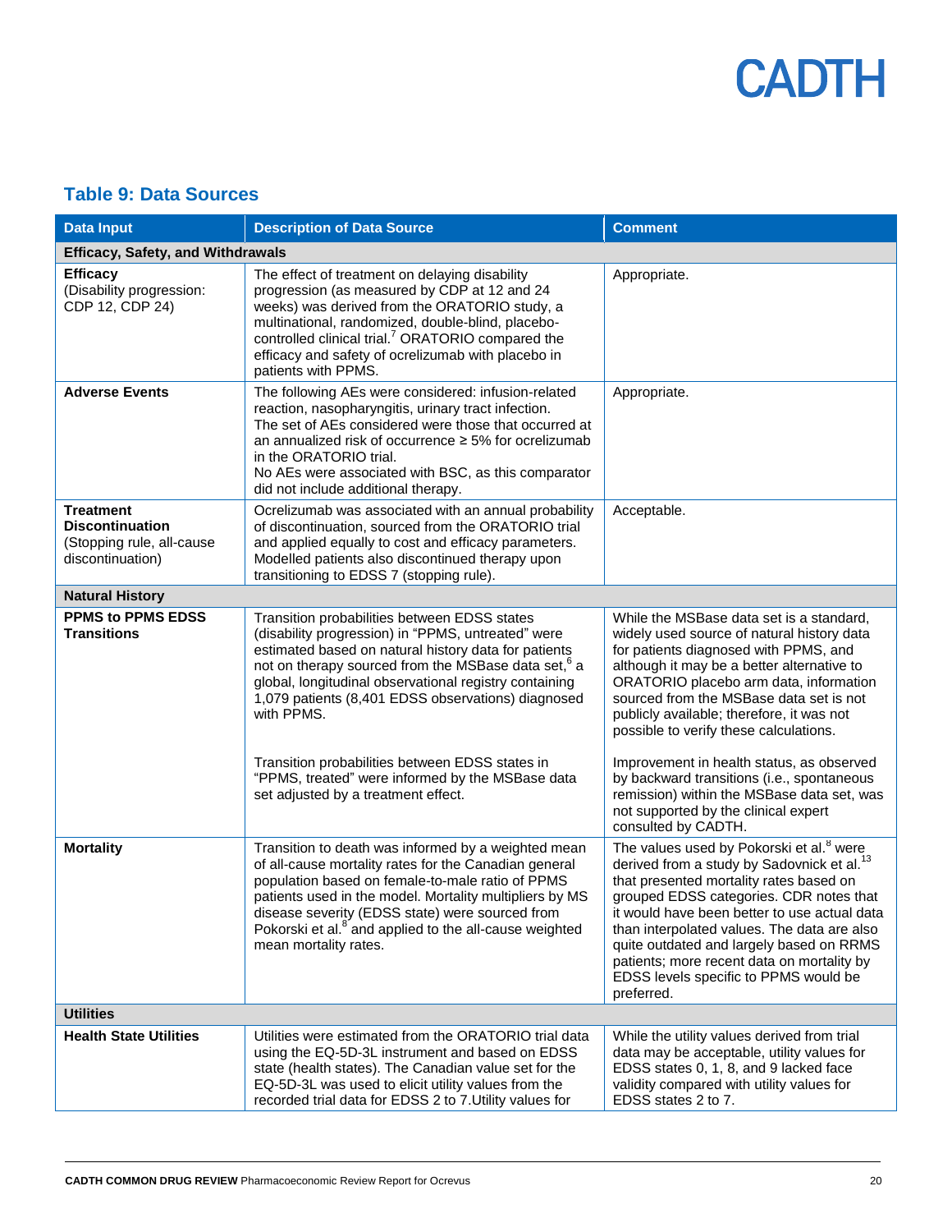## Table 9: Data Sources

| Data Input | Description of Data Source | Comment |
|---|---|---|
| **Efficacy, Safety, and Withdrawals** | | |
| **Efficacy** (Disability progression: CDP 12, CDP 24) | The effect of treatment on delaying disability progression (as measured by CDP at 12 and 24 weeks) was derived from the ORATORIO study, a multinational, randomized, double-blind, placebo-controlled clinical trial.[7] ORATORIO compared the efficacy and safety of ocrelizumab with placebo in patients with PPMS. | Appropriate. |
| **Adverse Events** | The following AEs were considered: infusion-related reaction, nasopharyngitis, urinary tract infection. The set of AEs considered were those that occurred at an annualized risk of occurrence ≥ 5% for ocrelizumab in the ORATORIO trial. No AEs were associated with BSC, as this comparator did not include additional therapy. | Appropriate. |
| **Treatment Discontinuation** (Stopping rule, all-cause discontinuation) | Ocrelizumab was associated with an annual probability of discontinuation, sourced from the ORATORIO trial and applied equally to cost and efficacy parameters. Modelled patients also discontinued therapy upon transitioning to EDSS 7 (stopping rule). | Acceptable. |
| **Natural History** | | |
| **PPMS to PPMS EDSS Transitions** | Transition probabilities between EDSS states (disability progression) in "PPMS, untreated" were estimated based on natural history data for patients not on therapy sourced from the MSBase data set,[6] a global, longitudinal observational registry containing 1,079 patients (8,401 EDSS observations) diagnosed with PPMS.<br><br>Transition probabilities between EDSS states in "PPMS, treated" were informed by the MSBase data set adjusted by a treatment effect. | While the MSBase data set is a standard, widely used source of natural history data for patients diagnosed with PPMS, and although it may be a better alternative to ORATORIO placebo arm data, information sourced from the MSBase data set is not publicly available; therefore, it was not possible to verify these calculations.<br><br>Improvement in health status, as observed by backward transitions (i.e., spontaneous remission) within the MSBase data set, was not supported by the clinical expert consulted by CADTH. |
| **Mortality** | Transition to death was informed by a weighted mean of all-cause mortality rates for the Canadian general population based on female-to-male ratio of PPMS patients used in the model. Mortality multipliers by MS disease severity (EDSS state) were sourced from Pokorski et al.[8] and applied to the all-cause weighted mean mortality rates. | The values used by Pokorski et al.[8] were derived from a study by Sadovnick et al.[13] that presented mortality rates based on grouped EDSS categories. CDR notes that it would have been better to use actual data than interpolated values. The data are also quite outdated and largely based on RRMS patients; more recent data on mortality by EDSS levels specific to PPMS would be preferred. |
| **Utilities** | | |
| **Health State Utilities** | Utilities were estimated from the ORATORIO trial data using the EQ-5D-3L instrument and based on EDSS state (health states). The Canadian value set for the EQ-5D-3L was used to elicit utility values from the recorded trial data for EDSS 2 to 7.Utility values for | While the utility values derived from trial data may be acceptable, utility values for EDSS states 0, 1, 8, and 9 lacked face validity compared with utility values for EDSS states 2 to 7. |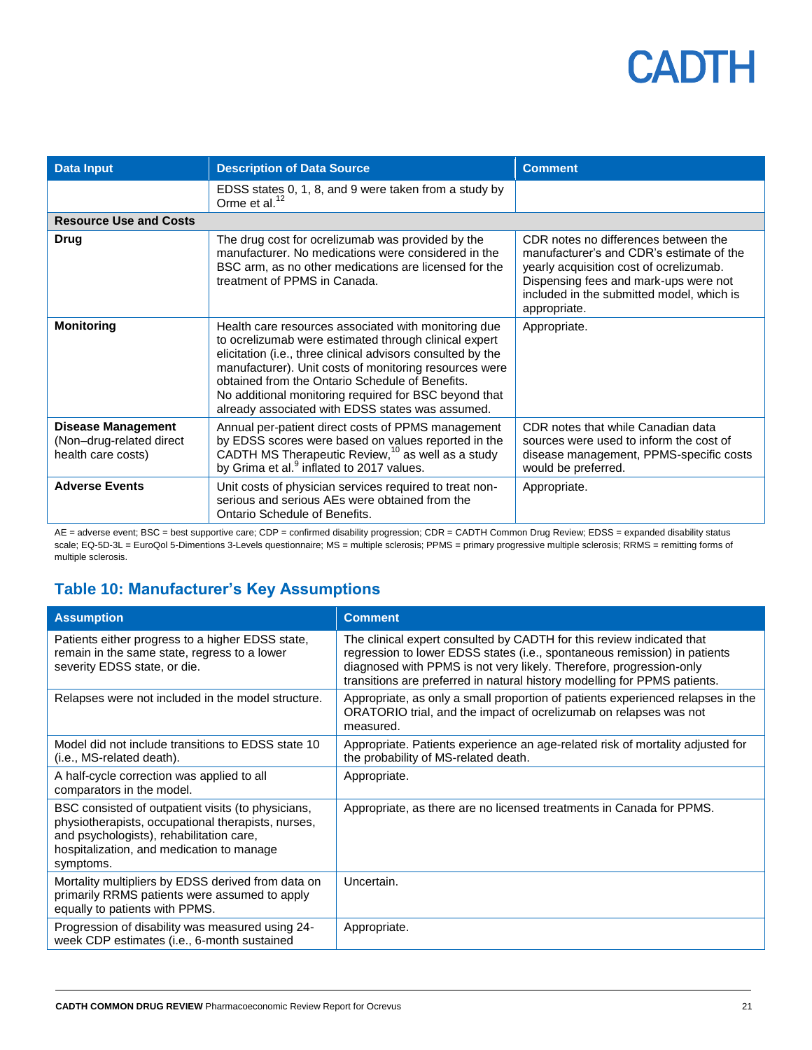| Data Input | Description of Data Source | Comment |
|---|---|---|
| | EDSS states 0, 1, 8, and 9 were taken from a study by Orme et al.[12] | |
| **Resource Use and Costs** | | |
| **Drug** | The drug cost for ocrelizumab was provided by the manufacturer. No medications were considered in the BSC arm, as no other medications are licensed for the treatment of PPMS in Canada. | CDR notes no differences between the manufacturer's and CDR's estimate of the yearly acquisition cost of ocrelizumab. Dispensing fees and mark-ups were not included in the submitted model, which is appropriate. |
| **Monitoring** | Health care resources associated with monitoring due to ocrelizumab were estimated through clinical expert elicitation (i.e., three clinical advisors consulted by the manufacturer). Unit costs of monitoring resources were obtained from the Ontario Schedule of Benefits. No additional monitoring required for BSC beyond that already associated with EDSS states was assumed. | Appropriate. |
| **Disease Management** (Non–drug-related direct health care costs) | Annual per-patient direct costs of PPMS management by EDSS scores were based on values reported in the CADTH MS Therapeutic Review,[10] as well as a study by Grima et al.[9] inflated to 2017 values. | CDR notes that while Canadian data sources were used to inform the cost of disease management, PPMS-specific costs would be preferred. |
| **Adverse Events** | Unit costs of physician services required to treat non-serious and serious AEs were obtained from the Ontario Schedule of Benefits. | Appropriate. |

AE = adverse event; BSC = best supportive care; CDP = confirmed disability progression; CDR = CADTH Common Drug Review; EDSS = expanded disability status scale; EQ-5D-3L = EuroQol 5-Dimentions 3-Levels questionnaire; MS = multiple sclerosis; PPMS = primary progressive multiple sclerosis; RRMS = remitting forms of multiple sclerosis.

## Table 10: Manufacturer's Key Assumptions

| Assumption | Comment |
|---|---|
| Patients either progress to a higher EDSS state, remain in the same state, regress to a lower severity EDSS state, or die. | The clinical expert consulted by CADTH for this review indicated that regression to lower EDSS states (i.e., spontaneous remission) in patients diagnosed with PPMS is not very likely. Therefore, progression-only transitions are preferred in natural history modelling for PPMS patients. |
| Relapses were not included in the model structure. | Appropriate, as only a small proportion of patients experienced relapses in the ORATORIO trial, and the impact of ocrelizumab on relapses was not measured. |
| Model did not include transitions to EDSS state 10 (i.e., MS-related death). | Appropriate. Patients experience an age-related risk of mortality adjusted for the probability of MS-related death. |
| A half-cycle correction was applied to all comparators in the model. | Appropriate. |
| BSC consisted of outpatient visits (to physicians, physiotherapists, occupational therapists, nurses, and psychologists), rehabilitation care, hospitalization, and medication to manage symptoms. | Appropriate, as there are no licensed treatments in Canada for PPMS. |
| Mortality multipliers by EDSS derived from data on primarily RRMS patients were assumed to apply equally to patients with PPMS. | Uncertain. |
| Progression of disability was measured using 24-week CDP estimates (i.e., 6-month sustained | Appropriate. |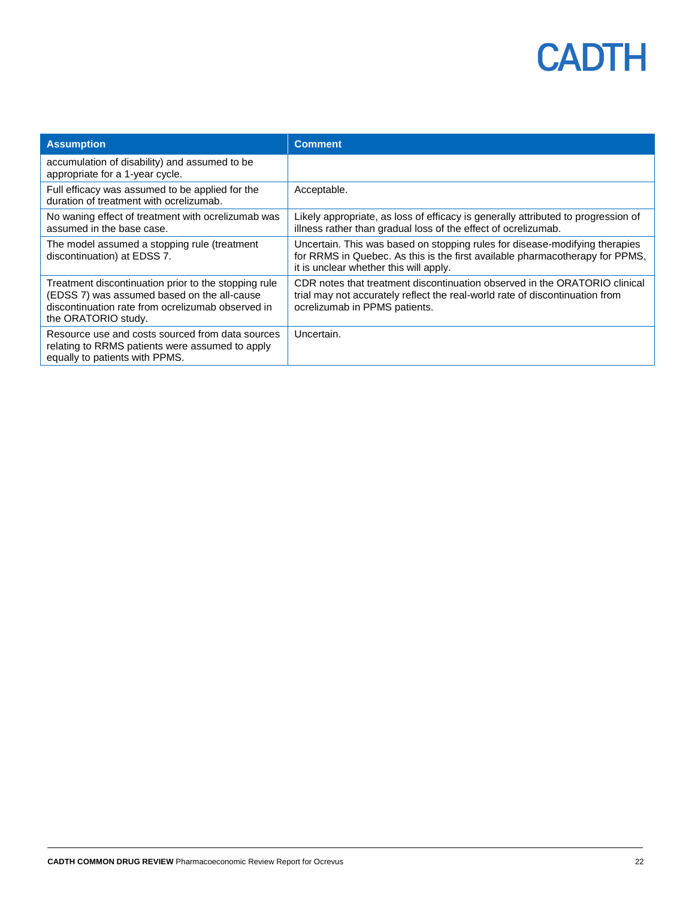| Assumption | Comment |
| --- | --- |
| accumulation of disability) and assumed to be appropriate for a 1-year cycle. | |
| Full efficacy was assumed to be applied for the duration of treatment with ocrelizumab. | Acceptable. |
| No waning effect of treatment with ocrelizumab was assumed in the base case. | Likely appropriate, as loss of efficacy is generally attributed to progression of illness rather than gradual loss of the effect of ocrelizumab. |
| The model assumed a stopping rule (treatment discontinuation) at EDSS 7. | Uncertain. This was based on stopping rules for disease-modifying therapies for RRMS in Quebec. As this is the first available pharmacotherapy for PPMS, it is unclear whether this will apply. |
| Treatment discontinuation prior to the stopping rule (EDSS 7) was assumed based on the all-cause discontinuation rate from ocrelizumab observed in the ORATORIO study. | CDR notes that treatment discontinuation observed in the ORATORIO clinical trial may not accurately reflect the real-world rate of discontinuation from ocrelizumab in PPMS patients. |
| Resource use and costs sourced from data sources relating to RRMS patients were assumed to apply equally to patients with PPMS. | Uncertain. |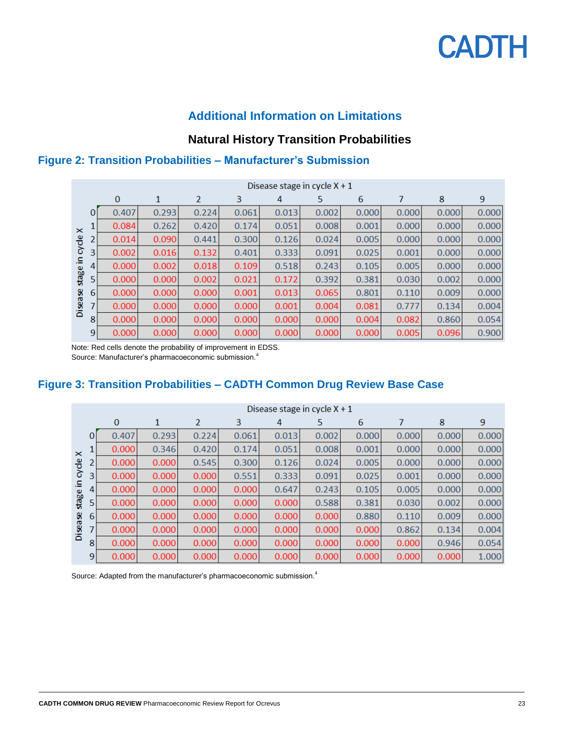## Additional Information on Limitations

### Natural History Transition Probabilities

### Figure 2: Transition Probabilities – Manufacturer's Submission

| Disease stage in cycle X | Disease stage in cycle X + 1: 0 | 1 | 2 | 3 | 4 | 5 | 6 | 7 | 8 | 9 |
|---|---|---|---|---|---|---|---|---|---|---|
| 0 | 0.407 | 0.293 | 0.224 | 0.061 | 0.013 | 0.002 | 0.000 | 0.000 | 0.000 | 0.000 |
| 1 | 0.084 | 0.262 | 0.420 | 0.174 | 0.051 | 0.008 | 0.001 | 0.000 | 0.000 | 0.000 |
| 2 | 0.014 | 0.090 | 0.441 | 0.300 | 0.126 | 0.024 | 0.005 | 0.000 | 0.000 | 0.000 |
| 3 | 0.002 | 0.016 | 0.132 | 0.401 | 0.333 | 0.091 | 0.025 | 0.001 | 0.000 | 0.000 |
| 4 | 0.000 | 0.002 | 0.018 | 0.109 | 0.518 | 0.243 | 0.105 | 0.005 | 0.000 | 0.000 |
| 5 | 0.000 | 0.000 | 0.002 | 0.021 | 0.172 | 0.392 | 0.381 | 0.030 | 0.002 | 0.000 |
| 6 | 0.000 | 0.000 | 0.000 | 0.001 | 0.013 | 0.065 | 0.801 | 0.110 | 0.009 | 0.000 |
| 7 | 0.000 | 0.000 | 0.000 | 0.000 | 0.001 | 0.004 | 0.081 | 0.777 | 0.134 | 0.004 |
| 8 | 0.000 | 0.000 | 0.000 | 0.000 | 0.000 | 0.000 | 0.004 | 0.082 | 0.860 | 0.054 |
| 9 | 0.000 | 0.000 | 0.000 | 0.000 | 0.000 | 0.000 | 0.000 | 0.005 | 0.096 | 0.900 |

Note: Red cells denote the probability of improvement in EDSS.
Source: Manufacturer's pharmacoeconomic submission.[4]

### Figure 3: Transition Probabilities – CADTH Common Drug Review Base Case

| Disease stage in cycle X | Disease stage in cycle X + 1: 0 | 1 | 2 | 3 | 4 | 5 | 6 | 7 | 8 | 9 |
|---|---|---|---|---|---|---|---|---|---|---|
| 0 | 0.407 | 0.293 | 0.224 | 0.061 | 0.013 | 0.002 | 0.000 | 0.000 | 0.000 | 0.000 |
| 1 | 0.000 | 0.346 | 0.420 | 0.174 | 0.051 | 0.008 | 0.001 | 0.000 | 0.000 | 0.000 |
| 2 | 0.000 | 0.000 | 0.545 | 0.300 | 0.126 | 0.024 | 0.005 | 0.000 | 0.000 | 0.000 |
| 3 | 0.000 | 0.000 | 0.000 | 0.551 | 0.333 | 0.091 | 0.025 | 0.001 | 0.000 | 0.000 |
| 4 | 0.000 | 0.000 | 0.000 | 0.000 | 0.647 | 0.243 | 0.105 | 0.005 | 0.000 | 0.000 |
| 5 | 0.000 | 0.000 | 0.000 | 0.000 | 0.000 | 0.588 | 0.381 | 0.030 | 0.002 | 0.000 |
| 6 | 0.000 | 0.000 | 0.000 | 0.000 | 0.000 | 0.000 | 0.880 | 0.110 | 0.009 | 0.000 |
| 7 | 0.000 | 0.000 | 0.000 | 0.000 | 0.000 | 0.000 | 0.000 | 0.862 | 0.134 | 0.004 |
| 8 | 0.000 | 0.000 | 0.000 | 0.000 | 0.000 | 0.000 | 0.000 | 0.000 | 0.946 | 0.054 |
| 9 | 0.000 | 0.000 | 0.000 | 0.000 | 0.000 | 0.000 | 0.000 | 0.000 | 0.000 | 1.000 |

Source: Adapted from the manufacturer's pharmacoeconomic submission.[4]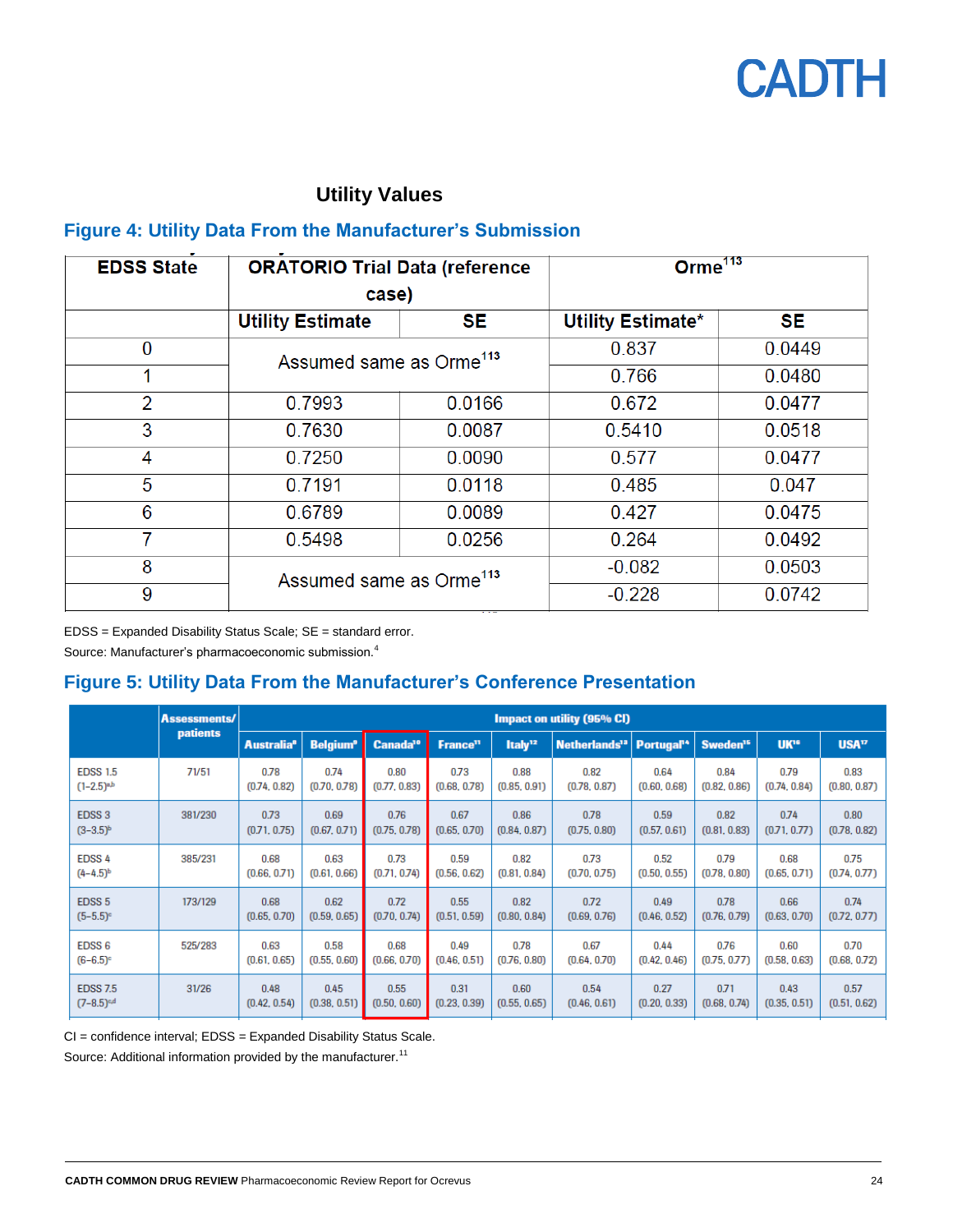### Utility Values

## Figure 4: Utility Data From the Manufacturer's Submission

| EDSS State | ORATORIO Trial Data (reference case) | | Orme[113] | |
|---|---|---|---|---|
| | Utility Estimate | SE | Utility Estimate* | SE |
| 0 | Assumed same as Orme[113] | | 0.837 | 0.0449 |
| 1 | | | 0.766 | 0.0480 |
| 2 | 0.7993 | 0.0166 | 0.672 | 0.0477 |
| 3 | 0.7630 | 0.0087 | 0.5410 | 0.0518 |
| 4 | 0.7250 | 0.0090 | 0.577 | 0.0477 |
| 5 | 0.7191 | 0.0118 | 0.485 | 0.047 |
| 6 | 0.6789 | 0.0089 | 0.427 | 0.0475 |
| 7 | 0.5498 | 0.0256 | 0.264 | 0.0492 |
| 8 | Assumed same as Orme[113] | | -0.082 | 0.0503 |
| 9 | | | -0.228 | 0.0742 |

EDSS = Expanded Disability Status Scale; SE = standard error.

Source: Manufacturer's pharmacoeconomic submission.[4]

## Figure 5: Utility Data From the Manufacturer's Conference Presentation

| | Assessments/ patients | Impact on utility (95% CI) | | | | | | | | | |
|---|---|---|---|---|---|---|---|---|---|---|---|
| | | Australia[8] | Belgium[9] | Canada[10] | France[11] | Italy[12] | Netherlands[13] | Portugal[14] | Sweden[15] | UK[16] | USA[17] |
| EDSS 1.5 (1–2.5)[a,b] | 71/51 | 0.78 (0.74, 0.82) | 0.74 (0.70, 0.78) | 0.80 (0.77, 0.83) | 0.73 (0.68, 0.78) | 0.88 (0.85, 0.91) | 0.82 (0.78, 0.87) | 0.64 (0.60, 0.68) | 0.84 (0.82, 0.86) | 0.79 (0.74, 0.84) | 0.83 (0.80, 0.87) |
| EDSS 3 (3–3.5)[b] | 381/230 | 0.73 (0.71, 0.75) | 0.69 (0.67, 0.71) | 0.76 (0.75, 0.78) | 0.67 (0.65, 0.70) | 0.86 (0.84, 0.87) | 0.78 (0.75, 0.80) | 0.59 (0.57, 0.61) | 0.82 (0.81, 0.83) | 0.74 (0.71, 0.77) | 0.80 (0.78, 0.82) |
| EDSS 4 (4–4.5)[b] | 385/231 | 0.68 (0.66, 0.71) | 0.63 (0.61, 0.66) | 0.73 (0.71, 0.74) | 0.59 (0.56, 0.62) | 0.82 (0.81, 0.84) | 0.73 (0.70, 0.75) | 0.52 (0.50, 0.55) | 0.79 (0.78, 0.80) | 0.68 (0.65, 0.71) | 0.75 (0.74, 0.77) |
| EDSS 5 (5–5.5)[c] | 173/129 | 0.68 (0.65, 0.70) | 0.62 (0.59, 0.65) | 0.72 (0.70, 0.74) | 0.55 (0.51, 0.59) | 0.82 (0.80, 0.84) | 0.72 (0.69, 0.76) | 0.49 (0.46, 0.52) | 0.78 (0.76, 0.79) | 0.66 (0.63, 0.70) | 0.74 (0.72, 0.77) |
| EDSS 6 (6–6.5)[c] | 525/283 | 0.63 (0.61, 0.65) | 0.58 (0.55, 0.60) | 0.68 (0.66, 0.70) | 0.49 (0.46, 0.51) | 0.78 (0.76, 0.80) | 0.67 (0.64, 0.70) | 0.44 (0.42, 0.46) | 0.76 (0.75, 0.77) | 0.60 (0.58, 0.63) | 0.70 (0.68, 0.72) |
| EDSS 7.5 (7–8.5)[c,d] | 31/26 | 0.48 (0.42, 0.54) | 0.45 (0.38, 0.51) | 0.55 (0.50, 0.60) | 0.31 (0.23, 0.39) | 0.60 (0.55, 0.65) | 0.54 (0.46, 0.61) | 0.27 (0.20, 0.33) | 0.71 (0.68, 0.74) | 0.43 (0.35, 0.51) | 0.57 (0.51, 0.62) |

CI = confidence interval; EDSS = Expanded Disability Status Scale.

Source: Additional information provided by the manufacturer.[11]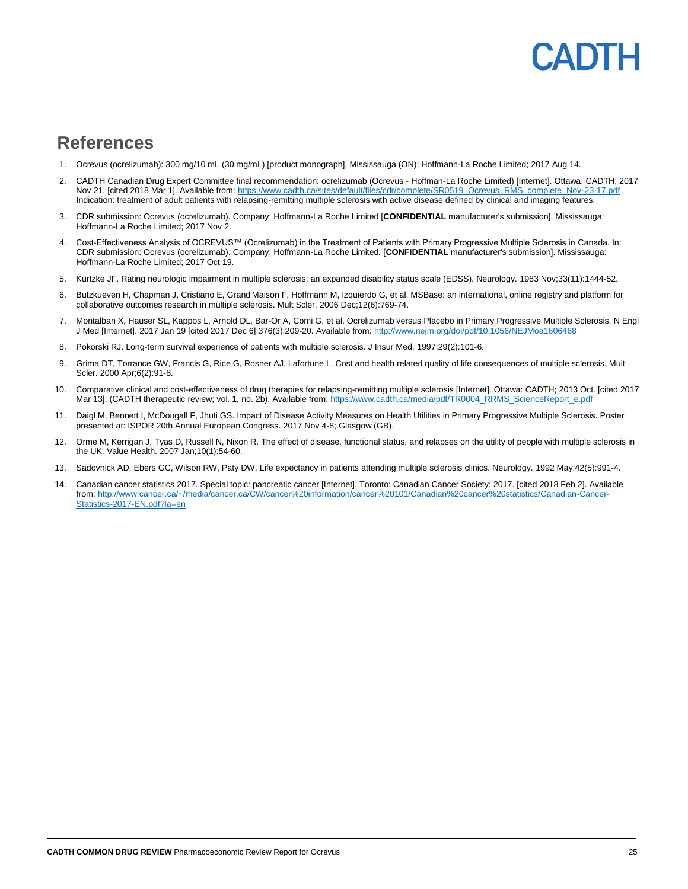# References

1. Ocrevus (ocrelizumab): 300 mg/10 mL (30 mg/mL) [product monograph]. Mississauga (ON): Hoffmann-La Roche Limited; 2017 Aug 14.
2. CADTH Canadian Drug Expert Committee final recommendation: ocrelizumab (Ocrevus - Hoffman-La Roche Limited) [Internet]. Ottawa: CADTH; 2017 Nov 21. [cited 2018 Mar 1]. Available from: https://www.cadth.ca/sites/default/files/cdr/complete/SR0519_Ocrevus_RMS_complete_Nov-23-17.pdf Indication: treatment of adult patients with relapsing-remitting multiple sclerosis with active disease defined by clinical and imaging features.
3. CDR submission: Ocrevus (ocrelizumab). Company: Hoffmann-La Roche Limited [**CONFIDENTIAL** manufacturer's submission]. Mississauga: Hoffmann-La Roche Limited; 2017 Nov 2.
4. Cost-Effectiveness Analysis of OCREVUS™ (Ocrelizumab) in the Treatment of Patients with Primary Progressive Multiple Sclerosis in Canada. In: CDR submission: Ocrevus (ocrelizumab). Company: Hoffmann-La Roche Limited. [**CONFIDENTIAL** manufacturer's submission]. Mississauga: Hoffmann-La Roche Limited; 2017 Oct 19.
5. Kurtzke JF. Rating neurologic impairment in multiple sclerosis: an expanded disability status scale (EDSS). Neurology. 1983 Nov;33(11):1444-52.
6. Butzkueven H, Chapman J, Cristiano E, Grand'Maison F, Hoffmann M, Izquierdo G, et al. MSBase: an international, online registry and platform for collaborative outcomes research in multiple sclerosis. Mult Scler. 2006 Dec;12(6):769-74.
7. Montalban X, Hauser SL, Kappos L, Arnold DL, Bar-Or A, Comi G, et al. Ocrelizumab versus Placebo in Primary Progressive Multiple Sclerosis. N Engl J Med [Internet]. 2017 Jan 19 [cited 2017 Dec 6];376(3):209-20. Available from: http://www.nejm.org/doi/pdf/10.1056/NEJMoa1606468
8. Pokorski RJ. Long-term survival experience of patients with multiple sclerosis. J Insur Med. 1997;29(2):101-6.
9. Grima DT, Torrance GW, Francis G, Rice G, Rosner AJ, Lafortune L. Cost and health related quality of life consequences of multiple sclerosis. Mult Scler. 2000 Apr;6(2):91-8.
10. Comparative clinical and cost-effectiveness of drug therapies for relapsing-remitting multiple sclerosis [Internet]. Ottawa: CADTH; 2013 Oct. [cited 2017 Mar 13]. (CADTH therapeutic review; vol. 1, no. 2b). Available from: https://www.cadth.ca/media/pdf/TR0004_RRMS_ScienceReport_e.pdf
11. Daigl M, Bennett I, McDougall F, Jhuti GS. Impact of Disease Activity Measures on Health Utilities in Primary Progressive Multiple Sclerosis. Poster presented at: ISPOR 20th Annual European Congress. 2017 Nov 4-8; Glasgow (GB).
12. Orme M, Kerrigan J, Tyas D, Russell N, Nixon R. The effect of disease, functional status, and relapses on the utility of people with multiple sclerosis in the UK. Value Health. 2007 Jan;10(1):54-60.
13. Sadovnick AD, Ebers GC, Wilson RW, Paty DW. Life expectancy in patients attending multiple sclerosis clinics. Neurology. 1992 May;42(5):991-4.
14. Canadian cancer statistics 2017. Special topic: pancreatic cancer [Internet]. Toronto: Canadian Cancer Society; 2017. [cited 2018 Feb 2]. Available from: http://www.cancer.ca/~/media/cancer.ca/CW/cancer%20information/cancer%20101/Canadian%20cancer%20statistics/Canadian-Cancer-Statistics-2017-EN.pdf?la=en